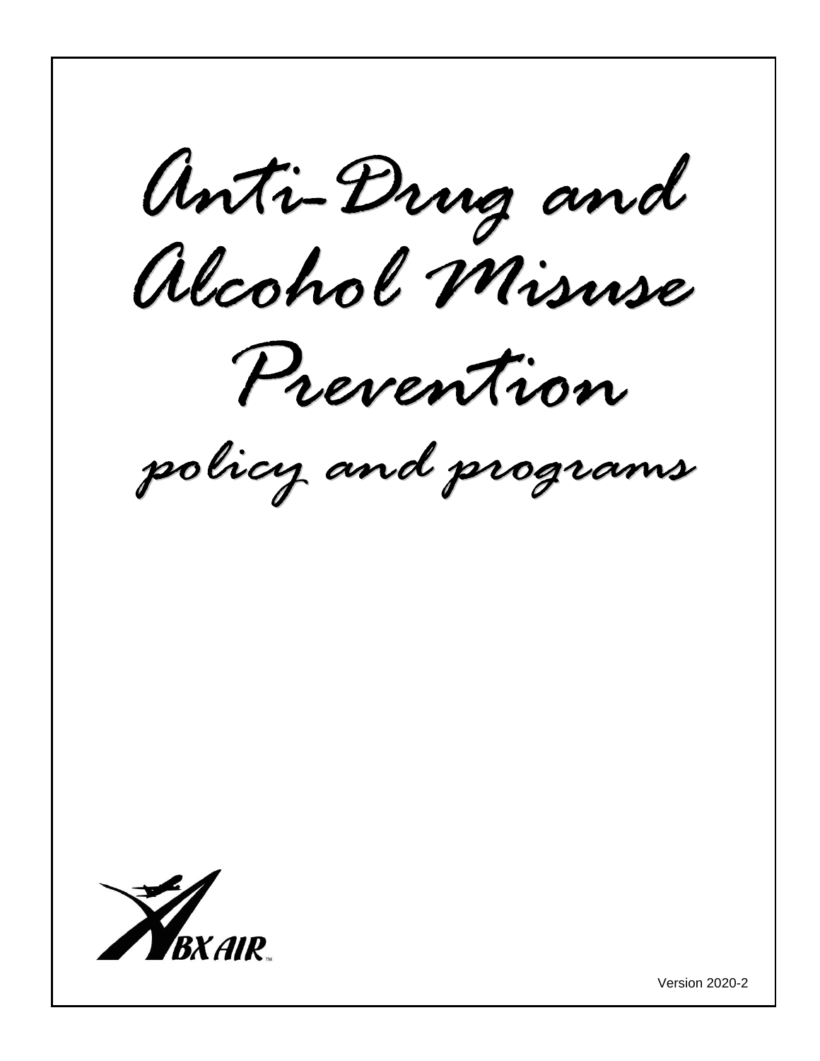# Anti-Drug and Alcohol Misuse Prevention

## policy and programs

ABX AIR

Version 2020-2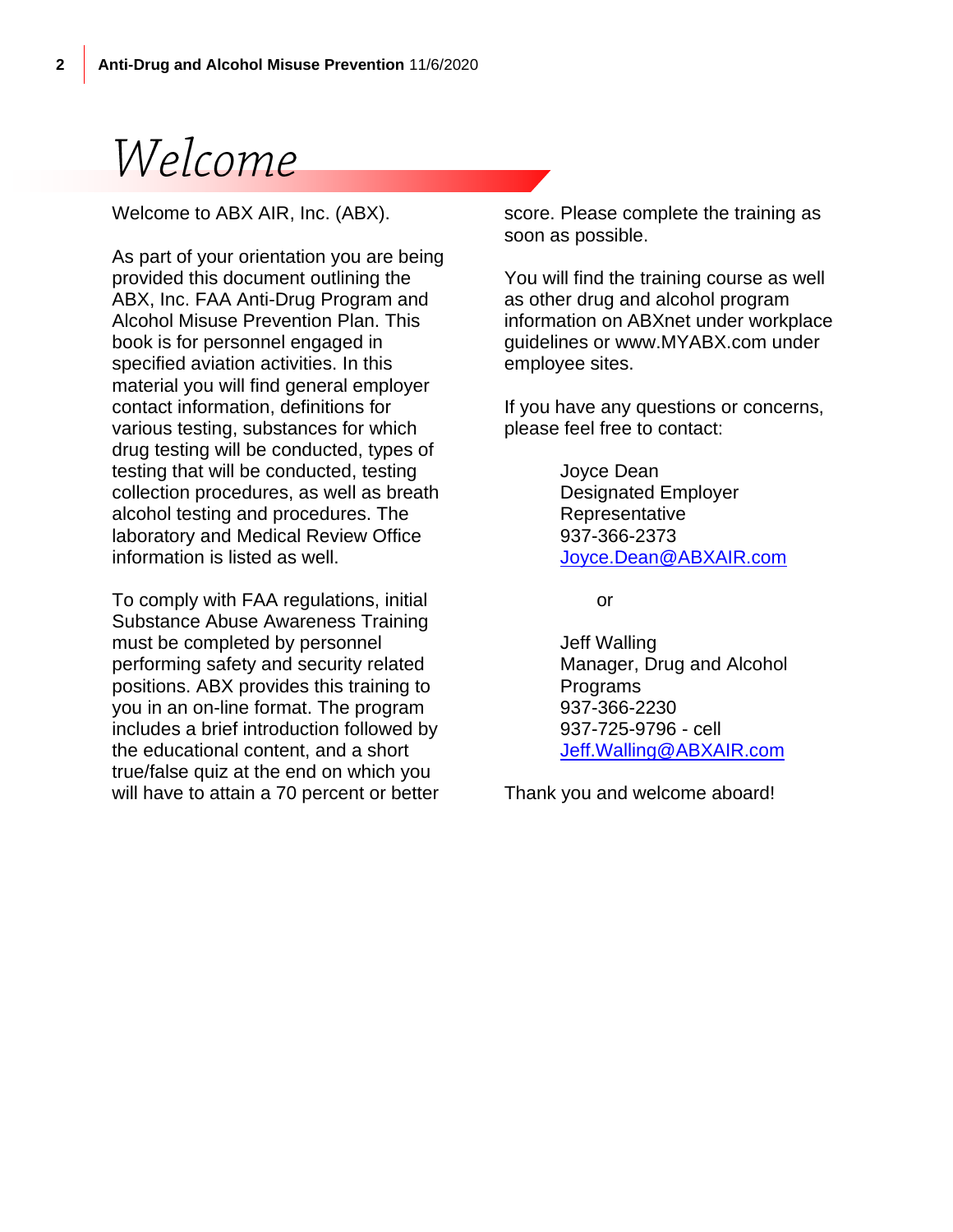# Welcome

Welcome to ABX AIR, Inc. (ABX).

As part of your orientation you are being provided this document outlining the ABX, Inc. FAA Anti-Drug Program and Alcohol Misuse Prevention Plan. This book is for personnel engaged in specified aviation activities. In this material you will find general employer contact information, definitions for various testing, substances for which drug testing will be conducted, types of testing that will be conducted, testing collection procedures, as well as breath alcohol testing and procedures. The laboratory and Medical Review Office information is listed as well.

To comply with FAA regulations, initial Substance Abuse Awareness Training must be completed by personnel performing safety and security related positions. ABX provides this training to you in an on-line format. The program includes a brief introduction followed by the educational content, and a short true/false quiz at the end on which you will have to attain a 70 percent or better score. Please complete the training as soon as possible.

You will find the training course as well as other drug and alcohol program information on ABXnet under workplace guidelines or www.MYABX.com under employee sites.

If you have any questions or concerns, please feel free to contact:

Joyce Dean
Designated Employer Representative
937-366-2373
Joyce.Dean@ABXAIR.com

or

Jeff Walling
Manager, Drug and Alcohol Programs
937-366-2230
937-725-9796 - cell
Jeff.Walling@ABXAIR.com

Thank you and welcome aboard!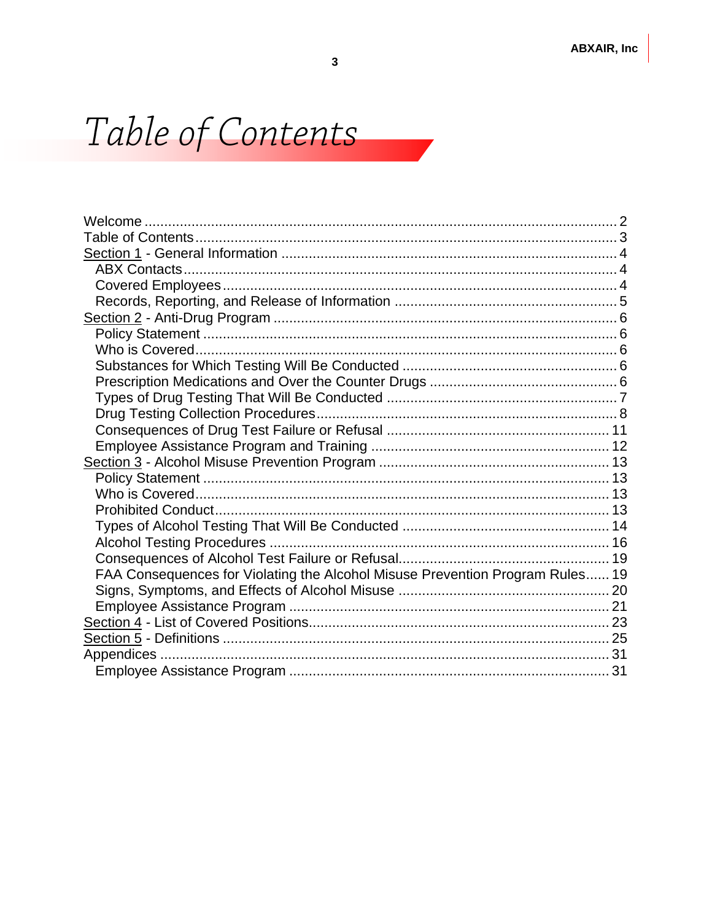# Table of Contents

Welcome ........................................................................................................ 2
Table of Contents .......................................................................................... 3
Section 1 - General Information ..................................................................... 4
  ABX Contacts ............................................................................................... 4
  Covered Employees ...................................................................................... 4
  Records, Reporting, and Release of Information ........................................... 5
Section 2 - Anti-Drug Program ....................................................................... 6
  Policy Statement .......................................................................................... 6
  Who is Covered ............................................................................................ 6
  Substances for Which Testing Will Be Conducted .......................................... 6
  Prescription Medications and Over the Counter Drugs ................................... 6
  Types of Drug Testing That Will Be Conducted ............................................. 7
  Drug Testing Collection Procedures ............................................................... 8
  Consequences of Drug Test Failure or Refusal ............................................. 11
  Employee Assistance Program and Training ................................................ 12
Section 3 - Alcohol Misuse Prevention Program ........................................... 13
  Policy Statement ......................................................................................... 13
  Who is Covered ........................................................................................... 13
  Prohibited Conduct ...................................................................................... 13
  Types of Alcohol Testing That Will Be Conducted ........................................ 14
  Alcohol Testing Procedures .......................................................................... 16
  Consequences of Alcohol Test Failure or Refusal ......................................... 19
  FAA Consequences for Violating the Alcohol Misuse Prevention Program Rules ...... 19
  Signs, Symptoms, and Effects of Alcohol Misuse .......................................... 20
  Employee Assistance Program ..................................................................... 21
Section 4 - List of Covered Positions ............................................................. 23
Section 5 - Definitions .................................................................................. 25
Appendices .................................................................................................. 31
  Employee Assistance Program ..................................................................... 31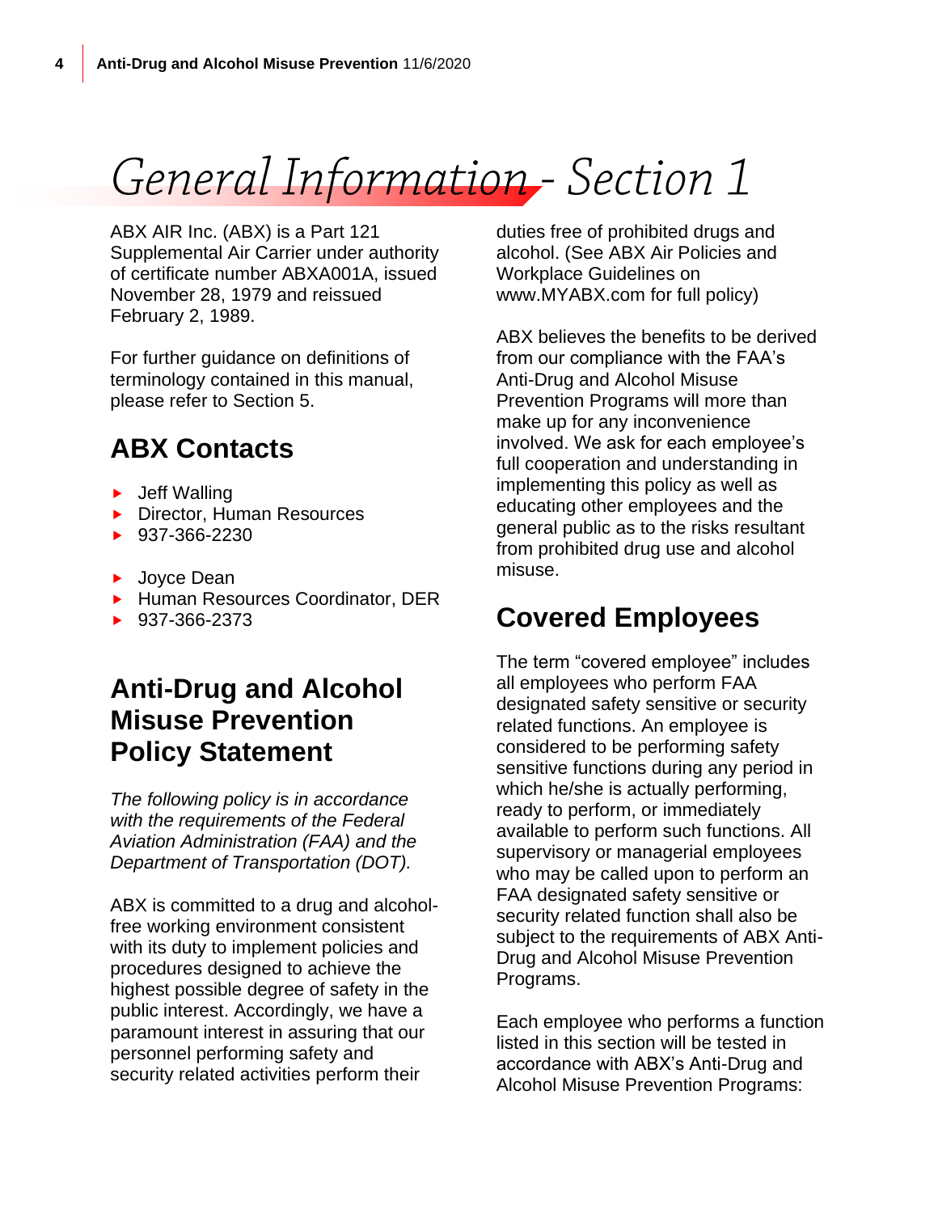# General Information - Section 1

ABX AIR Inc. (ABX) is a Part 121 Supplemental Air Carrier under authority of certificate number ABXA001A, issued November 28, 1979 and reissued February 2, 1989.

For further guidance on definitions of terminology contained in this manual, please refer to Section 5.

## ABX Contacts

- Jeff Walling
- Director, Human Resources
- 937-366-2230

- Joyce Dean
- Human Resources Coordinator, DER
- 937-366-2373

## Anti-Drug and Alcohol Misuse Prevention Policy Statement

*The following policy is in accordance with the requirements of the Federal Aviation Administration (FAA) and the Department of Transportation (DOT).*

ABX is committed to a drug and alcohol-free working environment consistent with its duty to implement policies and procedures designed to achieve the highest possible degree of safety in the public interest. Accordingly, we have a paramount interest in assuring that our personnel performing safety and security related activities perform their duties free of prohibited drugs and alcohol. (See ABX Air Policies and Workplace Guidelines on www.MYABX.com for full policy)

ABX believes the benefits to be derived from our compliance with the FAA's Anti-Drug and Alcohol Misuse Prevention Programs will more than make up for any inconvenience involved. We ask for each employee's full cooperation and understanding in implementing this policy as well as educating other employees and the general public as to the risks resultant from prohibited drug use and alcohol misuse.

## Covered Employees

The term "covered employee" includes all employees who perform FAA designated safety sensitive or security related functions. An employee is considered to be performing safety sensitive functions during any period in which he/she is actually performing, ready to perform, or immediately available to perform such functions. All supervisory or managerial employees who may be called upon to perform an FAA designated safety sensitive or security related function shall also be subject to the requirements of ABX Anti-Drug and Alcohol Misuse Prevention Programs.

Each employee who performs a function listed in this section will be tested in accordance with ABX's Anti-Drug and Alcohol Misuse Prevention Programs: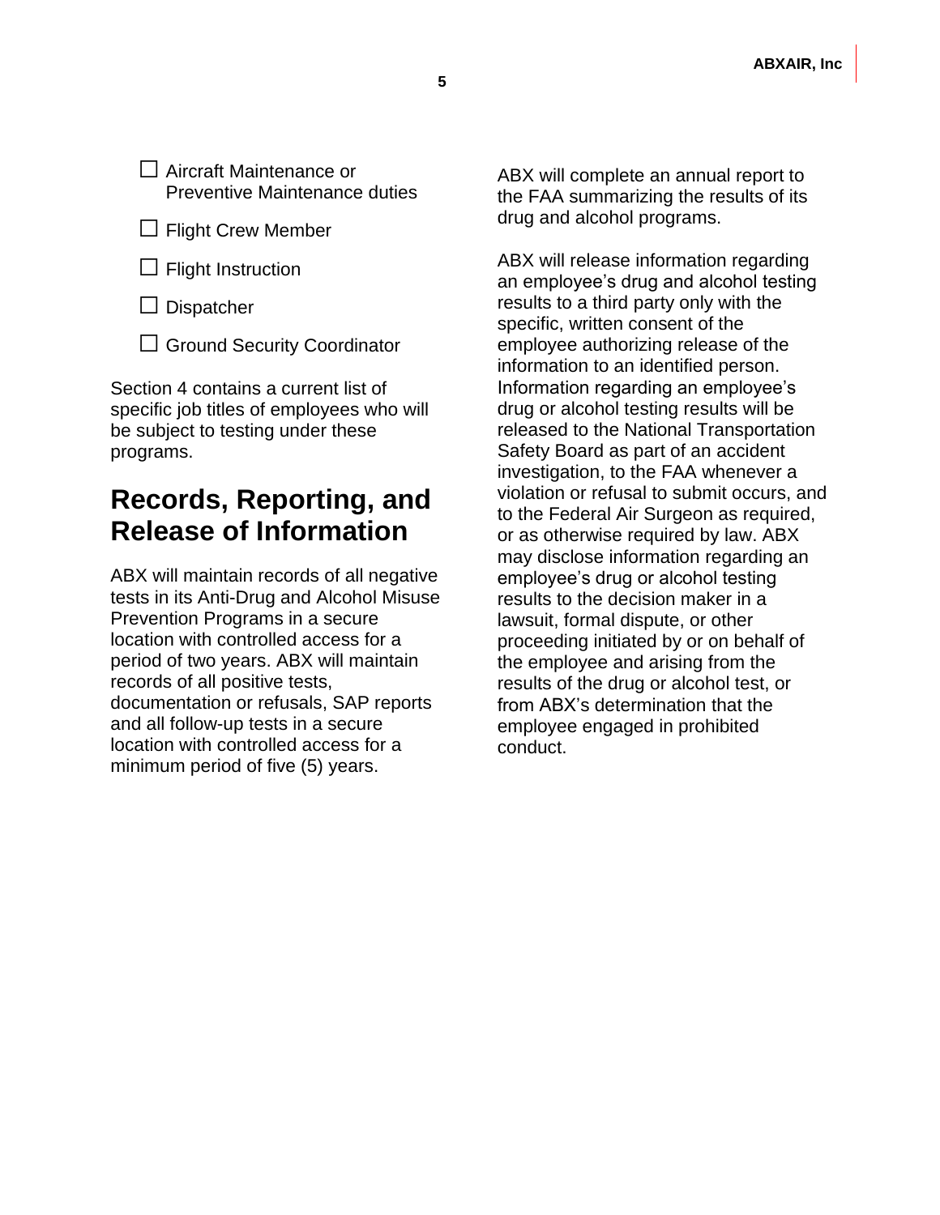☐ Aircraft Maintenance or Preventive Maintenance duties

☐ Flight Crew Member

☐ Flight Instruction

☐ Dispatcher

☐ Ground Security Coordinator

Section 4 contains a current list of specific job titles of employees who will be subject to testing under these programs.

## Records, Reporting, and Release of Information

ABX will maintain records of all negative tests in its Anti-Drug and Alcohol Misuse Prevention Programs in a secure location with controlled access for a period of two years. ABX will maintain records of all positive tests, documentation or refusals, SAP reports and all follow-up tests in a secure location with controlled access for a minimum period of five (5) years.

ABX will complete an annual report to the FAA summarizing the results of its drug and alcohol programs.

ABX will release information regarding an employee's drug and alcohol testing results to a third party only with the specific, written consent of the employee authorizing release of the information to an identified person. Information regarding an employee's drug or alcohol testing results will be released to the National Transportation Safety Board as part of an accident investigation, to the FAA whenever a violation or refusal to submit occurs, and to the Federal Air Surgeon as required, or as otherwise required by law. ABX may disclose information regarding an employee's drug or alcohol testing results to the decision maker in a lawsuit, formal dispute, or other proceeding initiated by or on behalf of the employee and arising from the results of the drug or alcohol test, or from ABX's determination that the employee engaged in prohibited conduct.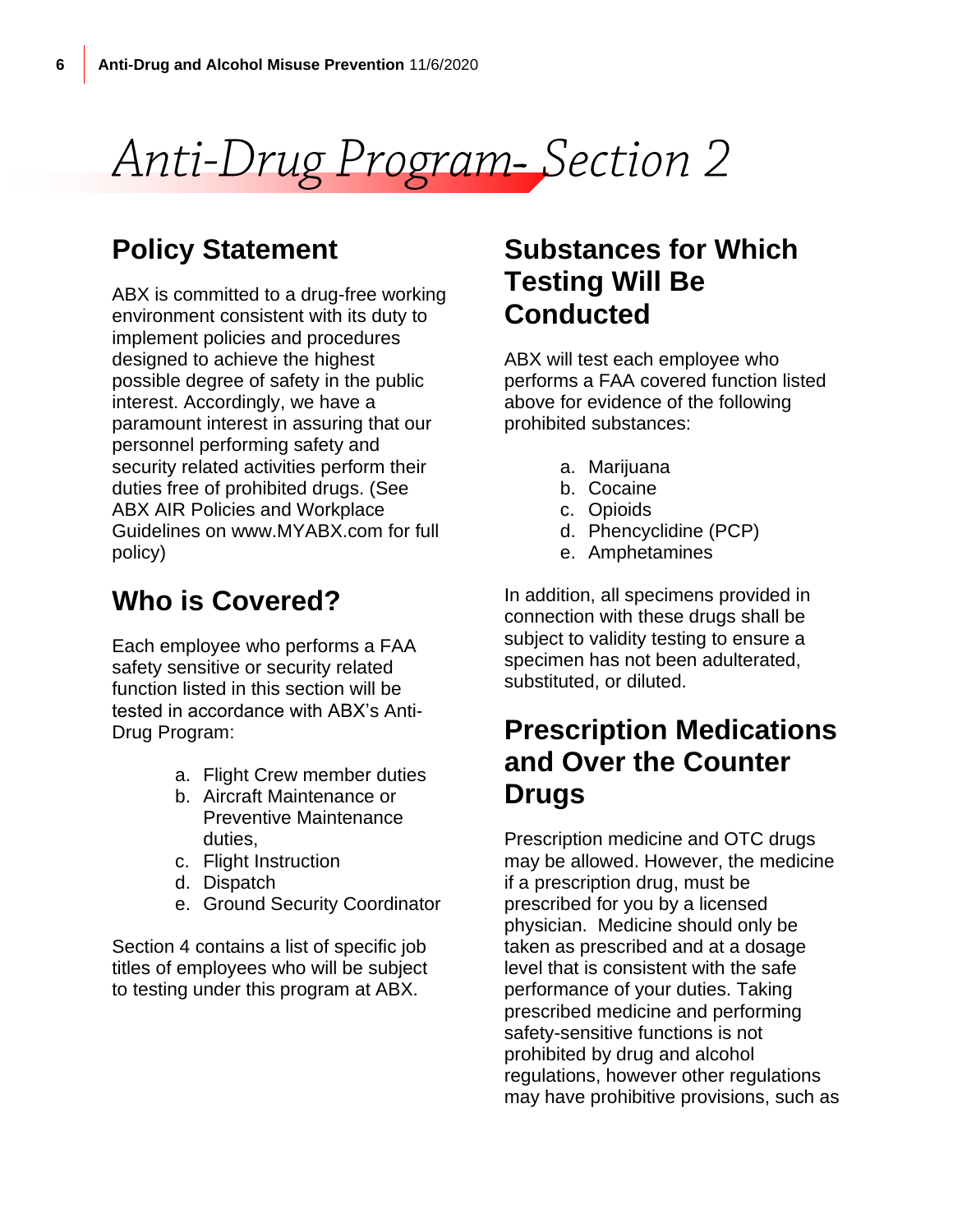# Anti-Drug Program- Section 2

## Policy Statement

ABX is committed to a drug-free working environment consistent with its duty to implement policies and procedures designed to achieve the highest possible degree of safety in the public interest. Accordingly, we have a paramount interest in assuring that our personnel performing safety and security related activities perform their duties free of prohibited drugs. (See ABX AIR Policies and Workplace Guidelines on www.MYABX.com for full policy)

## Who is Covered?

Each employee who performs a FAA safety sensitive or security related function listed in this section will be tested in accordance with ABX's Anti-Drug Program:

a. Flight Crew member duties
b. Aircraft Maintenance or Preventive Maintenance duties,
c. Flight Instruction
d. Dispatch
e. Ground Security Coordinator

Section 4 contains a list of specific job titles of employees who will be subject to testing under this program at ABX.

## Substances for Which Testing Will Be Conducted

ABX will test each employee who performs a FAA covered function listed above for evidence of the following prohibited substances:

a. Marijuana
b. Cocaine
c. Opioids
d. Phencyclidine (PCP)
e. Amphetamines

In addition, all specimens provided in connection with these drugs shall be subject to validity testing to ensure a specimen has not been adulterated, substituted, or diluted.

## Prescription Medications and Over the Counter Drugs

Prescription medicine and OTC drugs may be allowed. However, the medicine if a prescription drug, must be prescribed for you by a licensed physician. Medicine should only be taken as prescribed and at a dosage level that is consistent with the safe performance of your duties. Taking prescribed medicine and performing safety-sensitive functions is not prohibited by drug and alcohol regulations, however other regulations may have prohibitive provisions, such as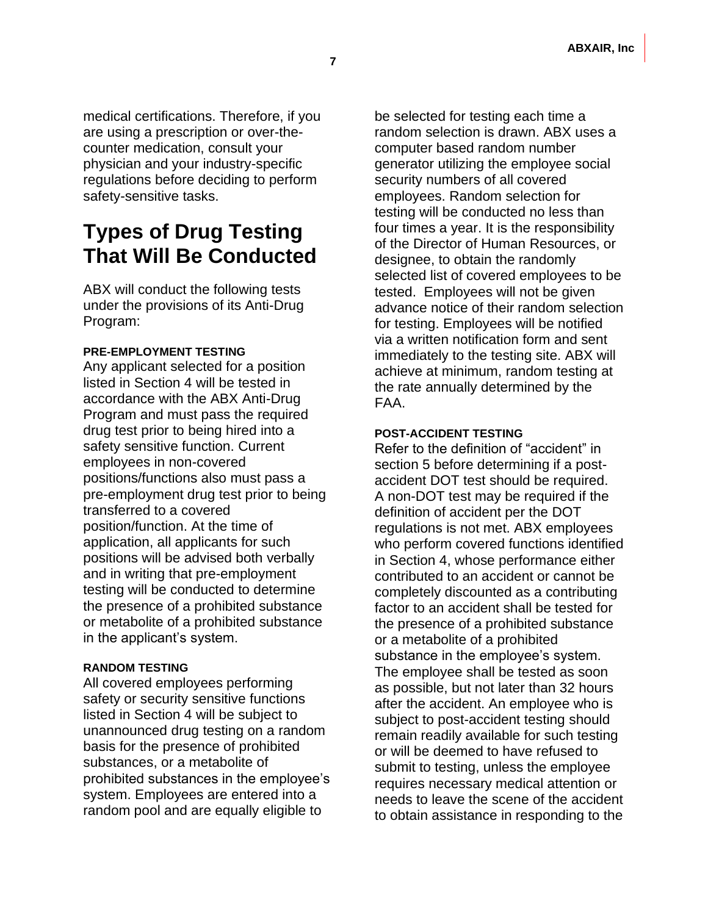medical certifications. Therefore, if you are using a prescription or over-the-counter medication, consult your physician and your industry-specific regulations before deciding to perform safety-sensitive tasks.

# Types of Drug Testing That Will Be Conducted

ABX will conduct the following tests under the provisions of its Anti-Drug Program:

#### PRE-EMPLOYMENT TESTING

Any applicant selected for a position listed in Section 4 will be tested in accordance with the ABX Anti-Drug Program and must pass the required drug test prior to being hired into a safety sensitive function. Current employees in non-covered positions/functions also must pass a pre-employment drug test prior to being transferred to a covered position/function. At the time of application, all applicants for such positions will be advised both verbally and in writing that pre-employment testing will be conducted to determine the presence of a prohibited substance or metabolite of a prohibited substance in the applicant's system.

#### RANDOM TESTING

All covered employees performing safety or security sensitive functions listed in Section 4 will be subject to unannounced drug testing on a random basis for the presence of prohibited substances, or a metabolite of prohibited substances in the employee's system. Employees are entered into a random pool and are equally eligible to be selected for testing each time a random selection is drawn. ABX uses a computer based random number generator utilizing the employee social security numbers of all covered employees. Random selection for testing will be conducted no less than four times a year. It is the responsibility of the Director of Human Resources, or designee, to obtain the randomly selected list of covered employees to be tested. Employees will not be given advance notice of their random selection for testing. Employees will be notified via a written notification form and sent immediately to the testing site. ABX will achieve at minimum, random testing at the rate annually determined by the FAA.

#### POST-ACCIDENT TESTING

Refer to the definition of "accident" in section 5 before determining if a post-accident DOT test should be required. A non-DOT test may be required if the definition of accident per the DOT regulations is not met. ABX employees who perform covered functions identified in Section 4, whose performance either contributed to an accident or cannot be completely discounted as a contributing factor to an accident shall be tested for the presence of a prohibited substance or a metabolite of a prohibited substance in the employee's system. The employee shall be tested as soon as possible, but not later than 32 hours after the accident. An employee who is subject to post-accident testing should remain readily available for such testing or will be deemed to have refused to submit to testing, unless the employee requires necessary medical attention or needs to leave the scene of the accident to obtain assistance in responding to the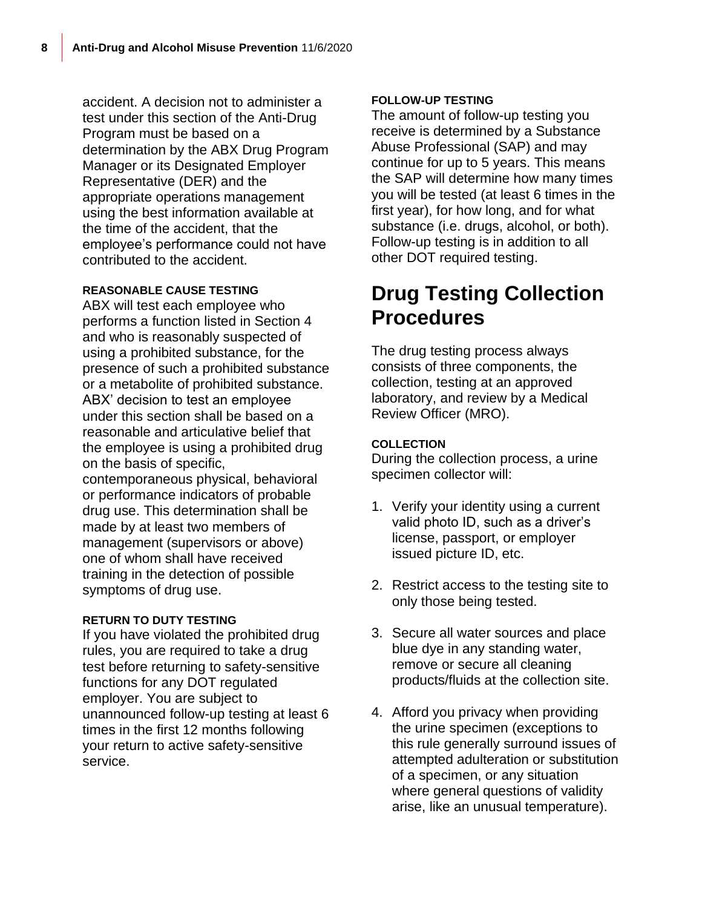accident. A decision not to administer a test under this section of the Anti-Drug Program must be based on a determination by the ABX Drug Program Manager or its Designated Employer Representative (DER) and the appropriate operations management using the best information available at the time of the accident, that the employee's performance could not have contributed to the accident.

#### REASONABLE CAUSE TESTING

ABX will test each employee who performs a function listed in Section 4 and who is reasonably suspected of using a prohibited substance, for the presence of such a prohibited substance or a metabolite of prohibited substance. ABX' decision to test an employee under this section shall be based on a reasonable and articulative belief that the employee is using a prohibited drug on the basis of specific, contemporaneous physical, behavioral or performance indicators of probable drug use. This determination shall be made by at least two members of management (supervisors or above) one of whom shall have received training in the detection of possible symptoms of drug use.

#### RETURN TO DUTY TESTING

If you have violated the prohibited drug rules, you are required to take a drug test before returning to safety-sensitive functions for any DOT regulated employer. You are subject to unannounced follow-up testing at least 6 times in the first 12 months following your return to active safety-sensitive service.

#### FOLLOW-UP TESTING

The amount of follow-up testing you receive is determined by a Substance Abuse Professional (SAP) and may continue for up to 5 years. This means the SAP will determine how many times you will be tested (at least 6 times in the first year), for how long, and for what substance (i.e. drugs, alcohol, or both). Follow-up testing is in addition to all other DOT required testing.

# Drug Testing Collection Procedures

The drug testing process always consists of three components, the collection, testing at an approved laboratory, and review by a Medical Review Officer (MRO).

#### COLLECTION

During the collection process, a urine specimen collector will:

1. Verify your identity using a current valid photo ID, such as a driver's license, passport, or employer issued picture ID, etc.

2. Restrict access to the testing site to only those being tested.

3. Secure all water sources and place blue dye in any standing water, remove or secure all cleaning products/fluids at the collection site.

4. Afford you privacy when providing the urine specimen (exceptions to this rule generally surround issues of attempted adulteration or substitution of a specimen, or any situation where general questions of validity arise, like an unusual temperature).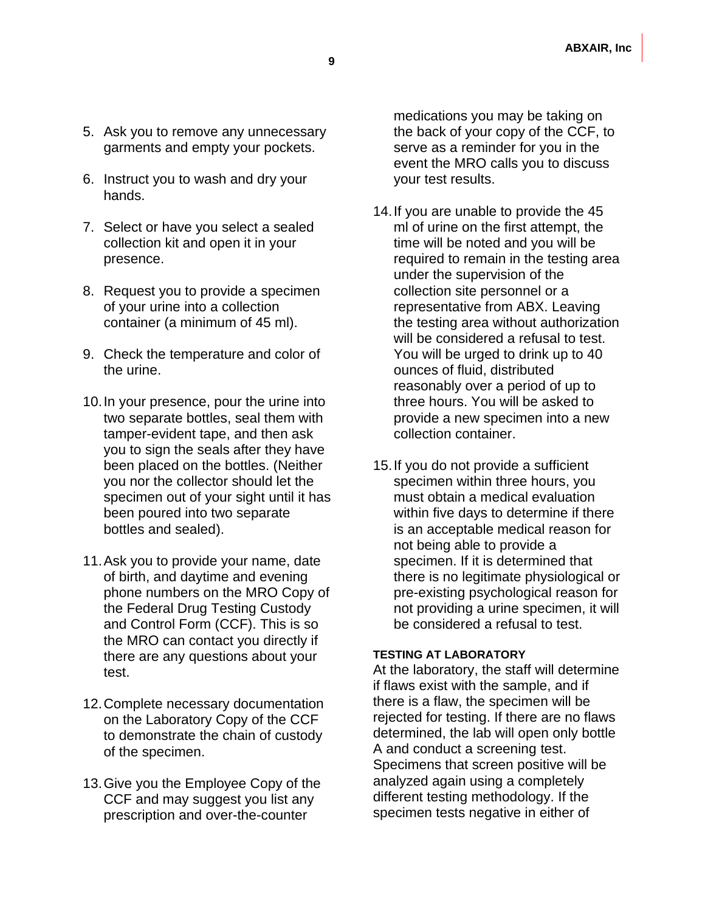5. Ask you to remove any unnecessary garments and empty your pockets.

6. Instruct you to wash and dry your hands.

7. Select or have you select a sealed collection kit and open it in your presence.

8. Request you to provide a specimen of your urine into a collection container (a minimum of 45 ml).

9. Check the temperature and color of the urine.

10. In your presence, pour the urine into two separate bottles, seal them with tamper-evident tape, and then ask you to sign the seals after they have been placed on the bottles. (Neither you nor the collector should let the specimen out of your sight until it has been poured into two separate bottles and sealed).

11. Ask you to provide your name, date of birth, and daytime and evening phone numbers on the MRO Copy of the Federal Drug Testing Custody and Control Form (CCF). This is so the MRO can contact you directly if there are any questions about your test.

12. Complete necessary documentation on the Laboratory Copy of the CCF to demonstrate the chain of custody of the specimen.

13. Give you the Employee Copy of the CCF and may suggest you list any prescription and over-the-counter medications you may be taking on the back of your copy of the CCF, to serve as a reminder for you in the event the MRO calls you to discuss your test results.

14. If you are unable to provide the 45 ml of urine on the first attempt, the time will be noted and you will be required to remain in the testing area under the supervision of the collection site personnel or a representative from ABX. Leaving the testing area without authorization will be considered a refusal to test. You will be urged to drink up to 40 ounces of fluid, distributed reasonably over a period of up to three hours. You will be asked to provide a new specimen into a new collection container.

15. If you do not provide a sufficient specimen within three hours, you must obtain a medical evaluation within five days to determine if there is an acceptable medical reason for not being able to provide a specimen. If it is determined that there is no legitimate physiological or pre-existing psychological reason for not providing a urine specimen, it will be considered a refusal to test.

#### TESTING AT LABORATORY

At the laboratory, the staff will determine if flaws exist with the sample, and if there is a flaw, the specimen will be rejected for testing. If there are no flaws determined, the lab will open only bottle A and conduct a screening test. Specimens that screen positive will be analyzed again using a completely different testing methodology. If the specimen tests negative in either of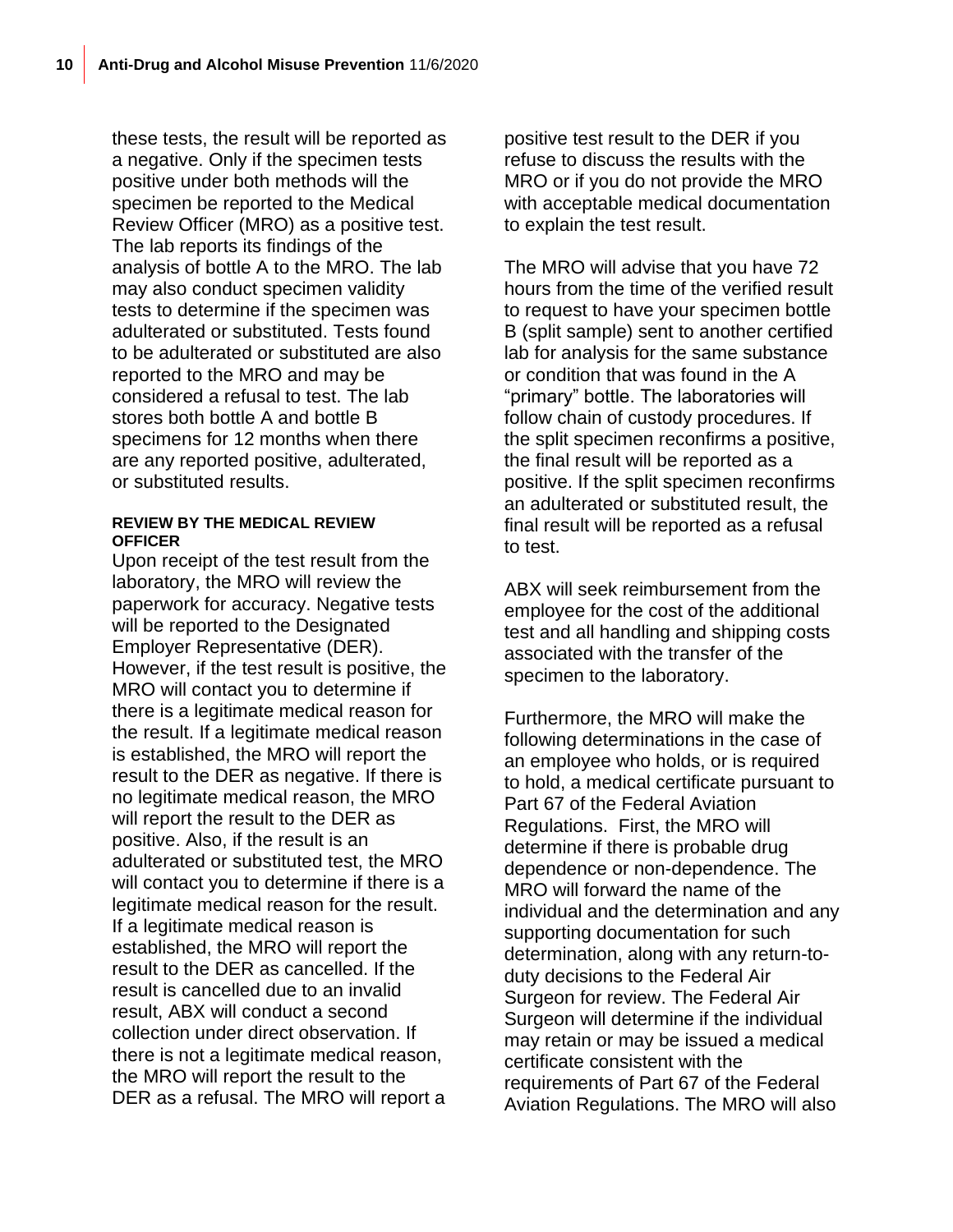these tests, the result will be reported as a negative. Only if the specimen tests positive under both methods will the specimen be reported to the Medical Review Officer (MRO) as a positive test. The lab reports its findings of the analysis of bottle A to the MRO. The lab may also conduct specimen validity tests to determine if the specimen was adulterated or substituted. Tests found to be adulterated or substituted are also reported to the MRO and may be considered a refusal to test. The lab stores both bottle A and bottle B specimens for 12 months when there are any reported positive, adulterated, or substituted results.

#### REVIEW BY THE MEDICAL REVIEW OFFICER

Upon receipt of the test result from the laboratory, the MRO will review the paperwork for accuracy. Negative tests will be reported to the Designated Employer Representative (DER). However, if the test result is positive, the MRO will contact you to determine if there is a legitimate medical reason for the result. If a legitimate medical reason is established, the MRO will report the result to the DER as negative. If there is no legitimate medical reason, the MRO will report the result to the DER as positive. Also, if the result is an adulterated or substituted test, the MRO will contact you to determine if there is a legitimate medical reason for the result. If a legitimate medical reason is established, the MRO will report the result to the DER as cancelled. If the result is cancelled due to an invalid result, ABX will conduct a second collection under direct observation. If there is not a legitimate medical reason, the MRO will report the result to the DER as a refusal. The MRO will report a positive test result to the DER if you refuse to discuss the results with the MRO or if you do not provide the MRO with acceptable medical documentation to explain the test result.

The MRO will advise that you have 72 hours from the time of the verified result to request to have your specimen bottle B (split sample) sent to another certified lab for analysis for the same substance or condition that was found in the A "primary" bottle. The laboratories will follow chain of custody procedures. If the split specimen reconfirms a positive, the final result will be reported as a positive. If the split specimen reconfirms an adulterated or substituted result, the final result will be reported as a refusal to test.

ABX will seek reimbursement from the employee for the cost of the additional test and all handling and shipping costs associated with the transfer of the specimen to the laboratory.

Furthermore, the MRO will make the following determinations in the case of an employee who holds, or is required to hold, a medical certificate pursuant to Part 67 of the Federal Aviation Regulations. First, the MRO will determine if there is probable drug dependence or non-dependence. The MRO will forward the name of the individual and the determination and any supporting documentation for such determination, along with any return-to-duty decisions to the Federal Air Surgeon for review. The Federal Air Surgeon will determine if the individual may retain or may be issued a medical certificate consistent with the requirements of Part 67 of the Federal Aviation Regulations. The MRO will also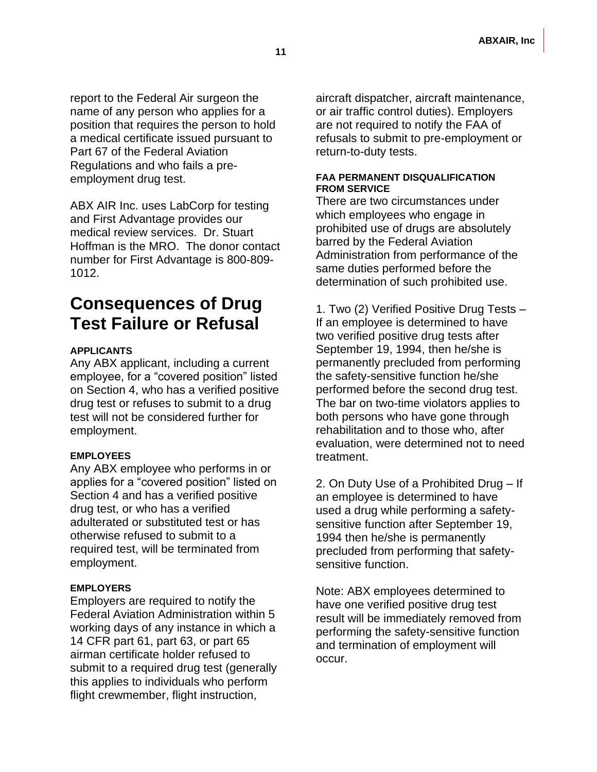report to the Federal Air surgeon the name of any person who applies for a position that requires the person to hold a medical certificate issued pursuant to Part 67 of the Federal Aviation Regulations and who fails a pre-employment drug test.

ABX AIR Inc. uses LabCorp for testing and First Advantage provides our medical review services. Dr. Stuart Hoffman is the MRO. The donor contact number for First Advantage is 800-809-1012.

# Consequences of Drug Test Failure or Refusal

#### APPLICANTS

Any ABX applicant, including a current employee, for a "covered position" listed on Section 4, who has a verified positive drug test or refuses to submit to a drug test will not be considered further for employment.

#### EMPLOYEES

Any ABX employee who performs in or applies for a "covered position" listed on Section 4 and has a verified positive drug test, or who has a verified adulterated or substituted test or has otherwise refused to submit to a required test, will be terminated from employment.

#### EMPLOYERS

Employers are required to notify the Federal Aviation Administration within 5 working days of any instance in which a 14 CFR part 61, part 63, or part 65 airman certificate holder refused to submit to a required drug test (generally this applies to individuals who perform flight crewmember, flight instruction, aircraft dispatcher, aircraft maintenance, or air traffic control duties). Employers are not required to notify the FAA of refusals to submit to pre-employment or return-to-duty tests.

#### FAA PERMANENT DISQUALIFICATION FROM SERVICE

There are two circumstances under which employees who engage in prohibited use of drugs are absolutely barred by the Federal Aviation Administration from performance of the same duties performed before the determination of such prohibited use.

1. Two (2) Verified Positive Drug Tests – If an employee is determined to have two verified positive drug tests after September 19, 1994, then he/she is permanently precluded from performing the safety-sensitive function he/she performed before the second drug test. The bar on two-time violators applies to both persons who have gone through rehabilitation and to those who, after evaluation, were determined not to need treatment.

2. On Duty Use of a Prohibited Drug – If an employee is determined to have used a drug while performing a safety-sensitive function after September 19, 1994 then he/she is permanently precluded from performing that safety-sensitive function.

Note: ABX employees determined to have one verified positive drug test result will be immediately removed from performing the safety-sensitive function and termination of employment will occur.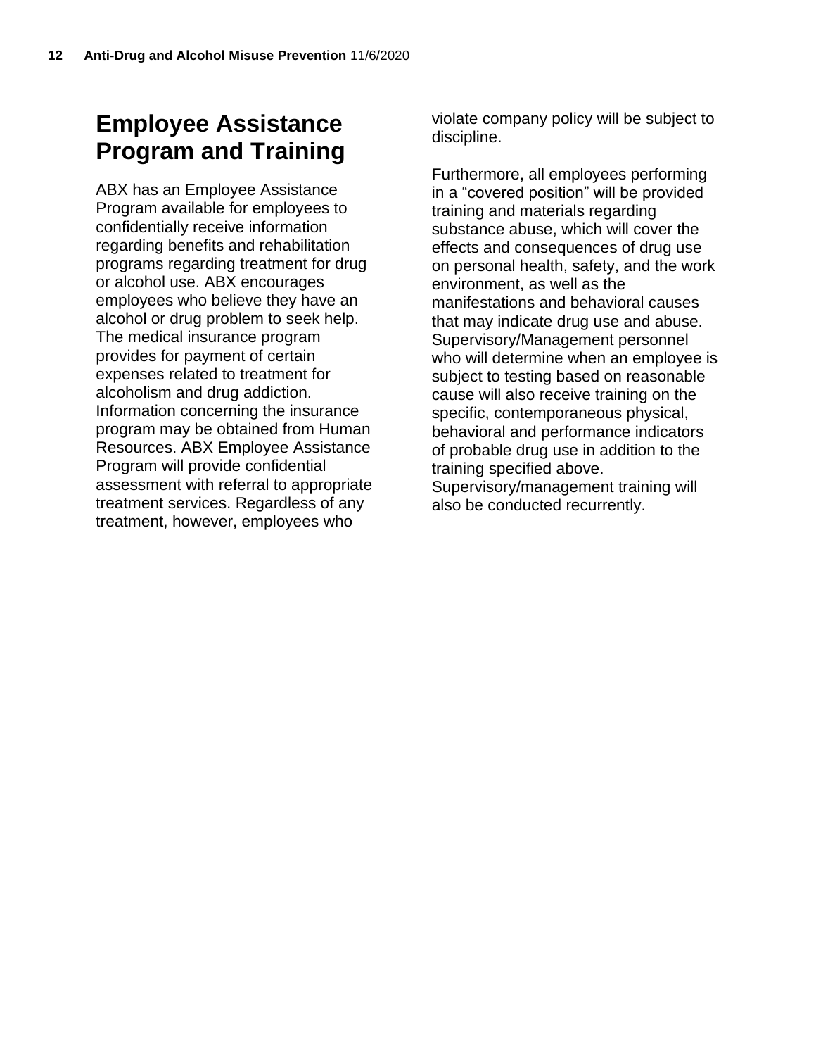## Employee Assistance Program and Training

ABX has an Employee Assistance Program available for employees to confidentially receive information regarding benefits and rehabilitation programs regarding treatment for drug or alcohol use. ABX encourages employees who believe they have an alcohol or drug problem to seek help. The medical insurance program provides for payment of certain expenses related to treatment for alcoholism and drug addiction. Information concerning the insurance program may be obtained from Human Resources. ABX Employee Assistance Program will provide confidential assessment with referral to appropriate treatment services. Regardless of any treatment, however, employees who violate company policy will be subject to discipline.

Furthermore, all employees performing in a "covered position" will be provided training and materials regarding substance abuse, which will cover the effects and consequences of drug use on personal health, safety, and the work environment, as well as the manifestations and behavioral causes that may indicate drug use and abuse. Supervisory/Management personnel who will determine when an employee is subject to testing based on reasonable cause will also receive training on the specific, contemporaneous physical, behavioral and performance indicators of probable drug use in addition to the training specified above. Supervisory/management training will also be conducted recurrently.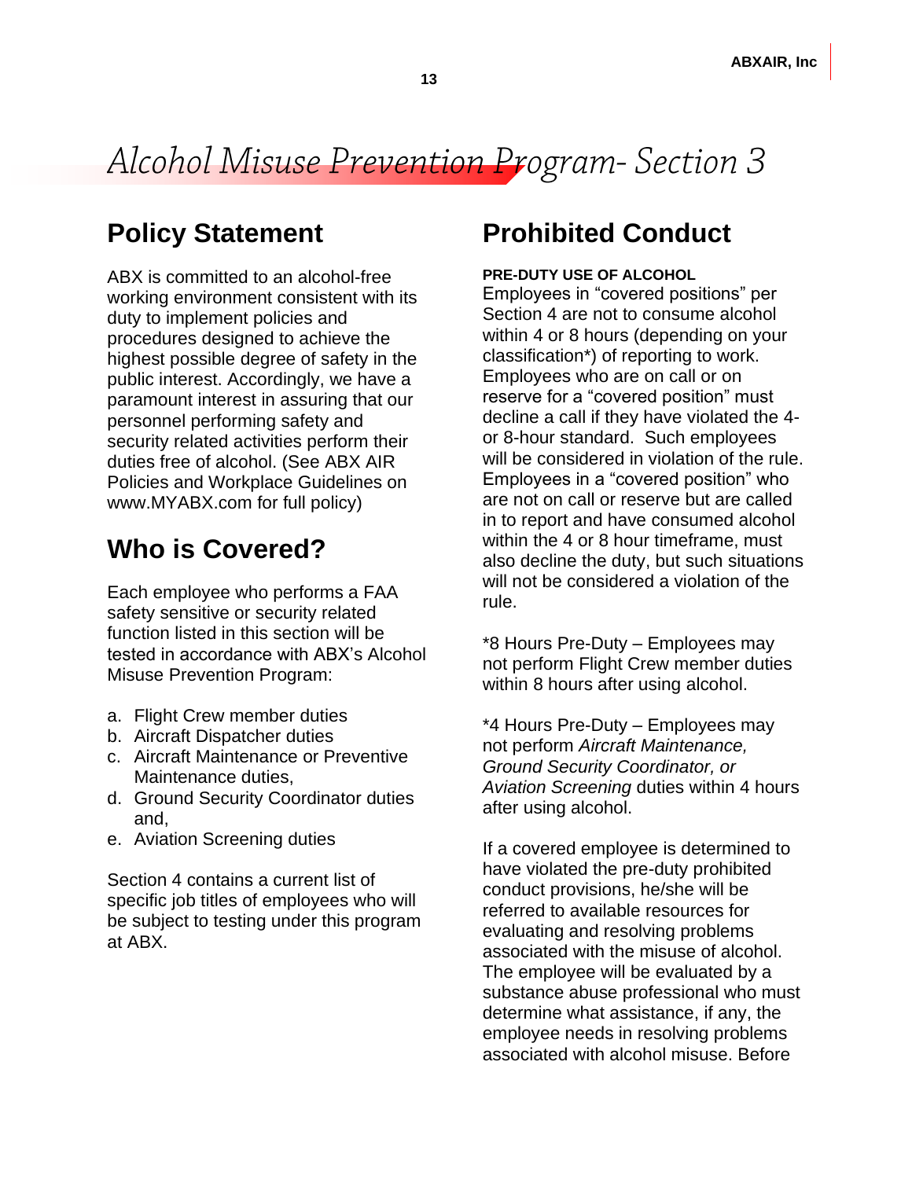# Alcohol Misuse Prevention Program- Section 3

## Policy Statement

ABX is committed to an alcohol-free working environment consistent with its duty to implement policies and procedures designed to achieve the highest possible degree of safety in the public interest. Accordingly, we have a paramount interest in assuring that our personnel performing safety and security related activities perform their duties free of alcohol. (See ABX AIR Policies and Workplace Guidelines on www.MYABX.com for full policy)

## Who is Covered?

Each employee who performs a FAA safety sensitive or security related function listed in this section will be tested in accordance with ABX's Alcohol Misuse Prevention Program:

a. Flight Crew member duties
b. Aircraft Dispatcher duties
c. Aircraft Maintenance or Preventive Maintenance duties,
d. Ground Security Coordinator duties and,
e. Aviation Screening duties

Section 4 contains a current list of specific job titles of employees who will be subject to testing under this program at ABX.

## Prohibited Conduct

**PRE-DUTY USE OF ALCOHOL**

Employees in "covered positions" per Section 4 are not to consume alcohol within 4 or 8 hours (depending on your classification*) of reporting to work. Employees who are on call or on reserve for a "covered position" must decline a call if they have violated the 4- or 8-hour standard. Such employees will be considered in violation of the rule. Employees in a "covered position" who are not on call or reserve but are called in to report and have consumed alcohol within the 4 or 8 hour timeframe, must also decline the duty, but such situations will not be considered a violation of the rule.

*8 Hours Pre-Duty – Employees may not perform Flight Crew member duties within 8 hours after using alcohol.

*4 Hours Pre-Duty – Employees may not perform *Aircraft Maintenance, Ground Security Coordinator, or Aviation Screening* duties within 4 hours after using alcohol.

If a covered employee is determined to have violated the pre-duty prohibited conduct provisions, he/she will be referred to available resources for evaluating and resolving problems associated with the misuse of alcohol. The employee will be evaluated by a substance abuse professional who must determine what assistance, if any, the employee needs in resolving problems associated with alcohol misuse. Before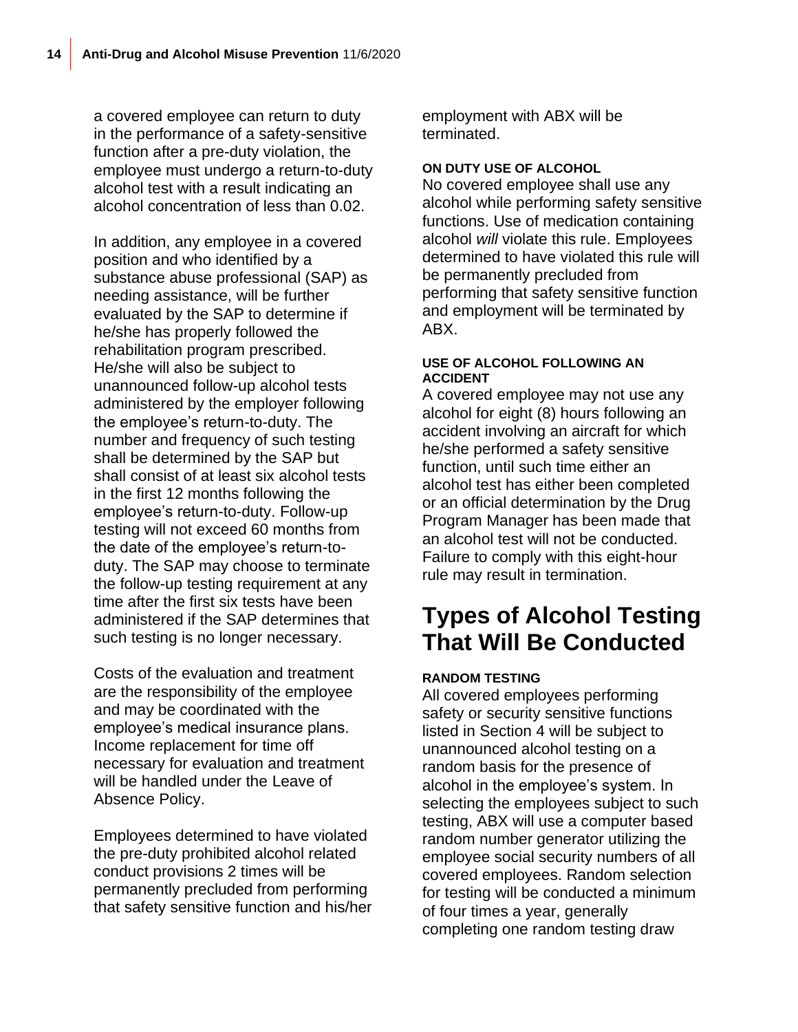a covered employee can return to duty in the performance of a safety-sensitive function after a pre-duty violation, the employee must undergo a return-to-duty alcohol test with a result indicating an alcohol concentration of less than 0.02.

In addition, any employee in a covered position and who identified by a substance abuse professional (SAP) as needing assistance, will be further evaluated by the SAP to determine if he/she has properly followed the rehabilitation program prescribed. He/she will also be subject to unannounced follow-up alcohol tests administered by the employer following the employee's return-to-duty. The number and frequency of such testing shall be determined by the SAP but shall consist of at least six alcohol tests in the first 12 months following the employee's return-to-duty. Follow-up testing will not exceed 60 months from the date of the employee's return-to-duty. The SAP may choose to terminate the follow-up testing requirement at any time after the first six tests have been administered if the SAP determines that such testing is no longer necessary.

Costs of the evaluation and treatment are the responsibility of the employee and may be coordinated with the employee's medical insurance plans. Income replacement for time off necessary for evaluation and treatment will be handled under the Leave of Absence Policy.

Employees determined to have violated the pre-duty prohibited alcohol related conduct provisions 2 times will be permanently precluded from performing that safety sensitive function and his/her employment with ABX will be terminated.

#### ON DUTY USE OF ALCOHOL

No covered employee shall use any alcohol while performing safety sensitive functions. Use of medication containing alcohol *will* violate this rule. Employees determined to have violated this rule will be permanently precluded from performing that safety sensitive function and employment will be terminated by ABX.

#### USE OF ALCOHOL FOLLOWING AN ACCIDENT

A covered employee may not use any alcohol for eight (8) hours following an accident involving an aircraft for which he/she performed a safety sensitive function, until such time either an alcohol test has either been completed or an official determination by the Drug Program Manager has been made that an alcohol test will not be conducted. Failure to comply with this eight-hour rule may result in termination.

## Types of Alcohol Testing That Will Be Conducted

#### RANDOM TESTING

All covered employees performing safety or security sensitive functions listed in Section 4 will be subject to unannounced alcohol testing on a random basis for the presence of alcohol in the employee's system. In selecting the employees subject to such testing, ABX will use a computer based random number generator utilizing the employee social security numbers of all covered employees. Random selection for testing will be conducted a minimum of four times a year, generally completing one random testing draw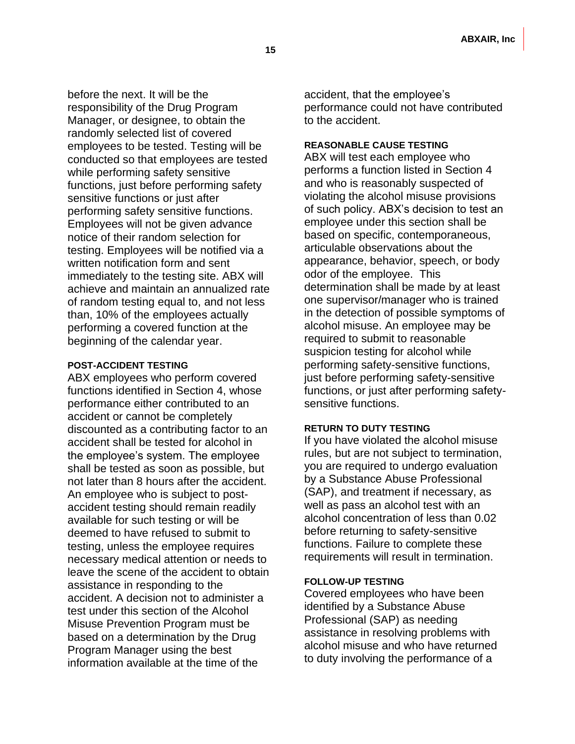before the next. It will be the responsibility of the Drug Program Manager, or designee, to obtain the randomly selected list of covered employees to be tested. Testing will be conducted so that employees are tested while performing safety sensitive functions, just before performing safety sensitive functions or just after performing safety sensitive functions. Employees will not be given advance notice of their random selection for testing. Employees will be notified via a written notification form and sent immediately to the testing site. ABX will achieve and maintain an annualized rate of random testing equal to, and not less than, 10% of the employees actually performing a covered function at the beginning of the calendar year.

#### POST-ACCIDENT TESTING

ABX employees who perform covered functions identified in Section 4, whose performance either contributed to an accident or cannot be completely discounted as a contributing factor to an accident shall be tested for alcohol in the employee's system. The employee shall be tested as soon as possible, but not later than 8 hours after the accident. An employee who is subject to post-accident testing should remain readily available for such testing or will be deemed to have refused to submit to testing, unless the employee requires necessary medical attention or needs to leave the scene of the accident to obtain assistance in responding to the accident. A decision not to administer a test under this section of the Alcohol Misuse Prevention Program must be based on a determination by the Drug Program Manager using the best information available at the time of the accident, that the employee's performance could not have contributed to the accident.

#### REASONABLE CAUSE TESTING

ABX will test each employee who performs a function listed in Section 4 and who is reasonably suspected of violating the alcohol misuse provisions of such policy. ABX's decision to test an employee under this section shall be based on specific, contemporaneous, articulable observations about the appearance, behavior, speech, or body odor of the employee. This determination shall be made by at least one supervisor/manager who is trained in the detection of possible symptoms of alcohol misuse. An employee may be required to submit to reasonable suspicion testing for alcohol while performing safety-sensitive functions, just before performing safety-sensitive functions, or just after performing safety-sensitive functions.

#### RETURN TO DUTY TESTING

If you have violated the alcohol misuse rules, but are not subject to termination, you are required to undergo evaluation by a Substance Abuse Professional (SAP), and treatment if necessary, as well as pass an alcohol test with an alcohol concentration of less than 0.02 before returning to safety-sensitive functions. Failure to complete these requirements will result in termination.

#### FOLLOW-UP TESTING

Covered employees who have been identified by a Substance Abuse Professional (SAP) as needing assistance in resolving problems with alcohol misuse and who have returned to duty involving the performance of a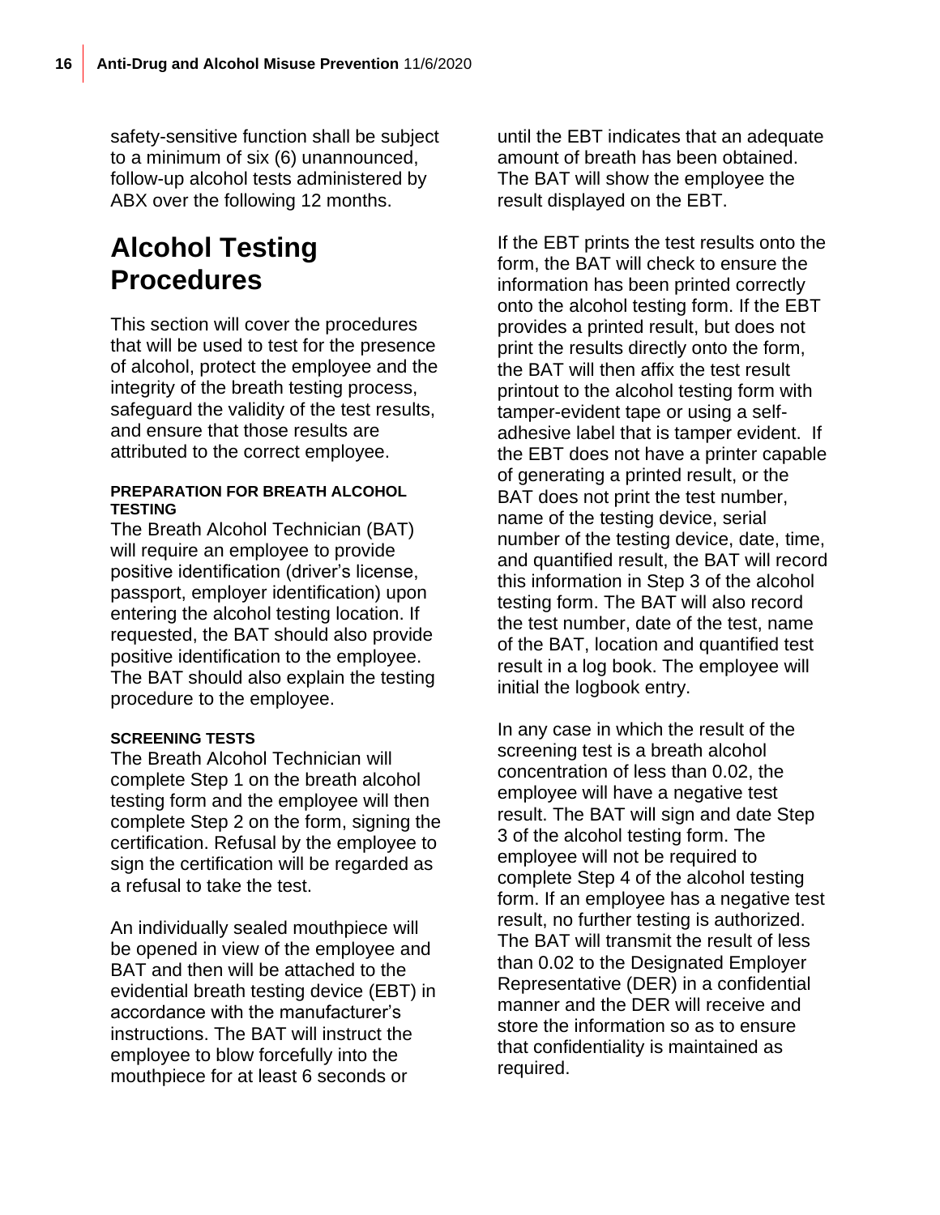safety-sensitive function shall be subject to a minimum of six (6) unannounced, follow-up alcohol tests administered by ABX over the following 12 months.

# Alcohol Testing Procedures

This section will cover the procedures that will be used to test for the presence of alcohol, protect the employee and the integrity of the breath testing process, safeguard the validity of the test results, and ensure that those results are attributed to the correct employee.

#### PREPARATION FOR BREATH ALCOHOL TESTING

The Breath Alcohol Technician (BAT) will require an employee to provide positive identification (driver's license, passport, employer identification) upon entering the alcohol testing location. If requested, the BAT should also provide positive identification to the employee. The BAT should also explain the testing procedure to the employee.

#### SCREENING TESTS

The Breath Alcohol Technician will complete Step 1 on the breath alcohol testing form and the employee will then complete Step 2 on the form, signing the certification. Refusal by the employee to sign the certification will be regarded as a refusal to take the test.

An individually sealed mouthpiece will be opened in view of the employee and BAT and then will be attached to the evidential breath testing device (EBT) in accordance with the manufacturer's instructions. The BAT will instruct the employee to blow forcefully into the mouthpiece for at least 6 seconds or until the EBT indicates that an adequate amount of breath has been obtained. The BAT will show the employee the result displayed on the EBT.

If the EBT prints the test results onto the form, the BAT will check to ensure the information has been printed correctly onto the alcohol testing form. If the EBT provides a printed result, but does not print the results directly onto the form, the BAT will then affix the test result printout to the alcohol testing form with tamper-evident tape or using a self-adhesive label that is tamper evident. If the EBT does not have a printer capable of generating a printed result, or the BAT does not print the test number, name of the testing device, serial number of the testing device, date, time, and quantified result, the BAT will record this information in Step 3 of the alcohol testing form. The BAT will also record the test number, date of the test, name of the BAT, location and quantified test result in a log book. The employee will initial the logbook entry.

In any case in which the result of the screening test is a breath alcohol concentration of less than 0.02, the employee will have a negative test result. The BAT will sign and date Step 3 of the alcohol testing form. The employee will not be required to complete Step 4 of the alcohol testing form. If an employee has a negative test result, no further testing is authorized. The BAT will transmit the result of less than 0.02 to the Designated Employer Representative (DER) in a confidential manner and the DER will receive and store the information so as to ensure that confidentiality is maintained as required.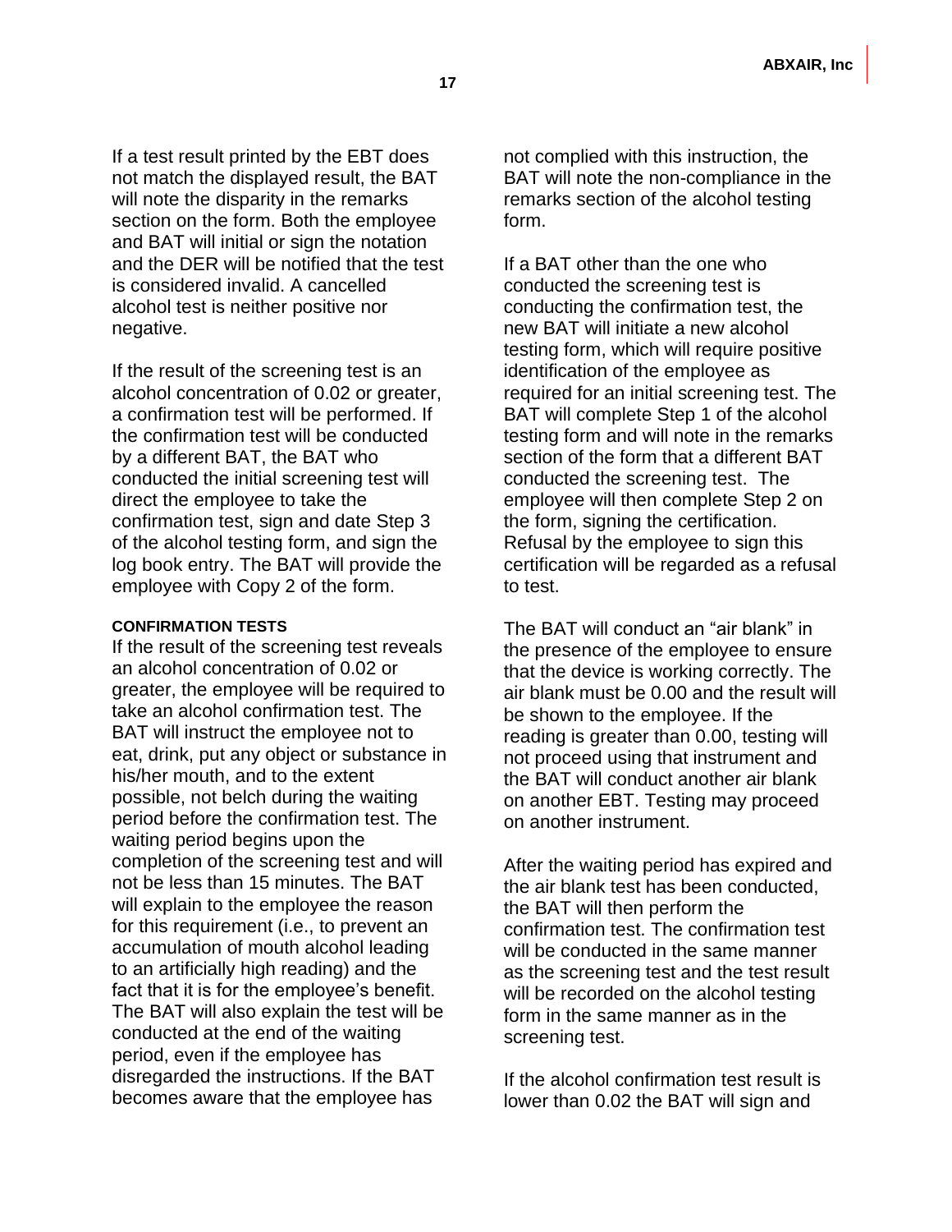If a test result printed by the EBT does not match the displayed result, the BAT will note the disparity in the remarks section on the form. Both the employee and BAT will initial or sign the notation and the DER will be notified that the test is considered invalid. A cancelled alcohol test is neither positive nor negative.

If the result of the screening test is an alcohol concentration of 0.02 or greater, a confirmation test will be performed. If the confirmation test will be conducted by a different BAT, the BAT who conducted the initial screening test will direct the employee to take the confirmation test, sign and date Step 3 of the alcohol testing form, and sign the log book entry. The BAT will provide the employee with Copy 2 of the form.

#### CONFIRMATION TESTS

If the result of the screening test reveals an alcohol concentration of 0.02 or greater, the employee will be required to take an alcohol confirmation test. The BAT will instruct the employee not to eat, drink, put any object or substance in his/her mouth, and to the extent possible, not belch during the waiting period before the confirmation test. The waiting period begins upon the completion of the screening test and will not be less than 15 minutes. The BAT will explain to the employee the reason for this requirement (i.e., to prevent an accumulation of mouth alcohol leading to an artificially high reading) and the fact that it is for the employee's benefit. The BAT will also explain the test will be conducted at the end of the waiting period, even if the employee has disregarded the instructions. If the BAT becomes aware that the employee has not complied with this instruction, the BAT will note the non-compliance in the remarks section of the alcohol testing form.

If a BAT other than the one who conducted the screening test is conducting the confirmation test, the new BAT will initiate a new alcohol testing form, which will require positive identification of the employee as required for an initial screening test. The BAT will complete Step 1 of the alcohol testing form and will note in the remarks section of the form that a different BAT conducted the screening test. The employee will then complete Step 2 on the form, signing the certification. Refusal by the employee to sign this certification will be regarded as a refusal to test.

The BAT will conduct an "air blank" in the presence of the employee to ensure that the device is working correctly. The air blank must be 0.00 and the result will be shown to the employee. If the reading is greater than 0.00, testing will not proceed using that instrument and the BAT will conduct another air blank on another EBT. Testing may proceed on another instrument.

After the waiting period has expired and the air blank test has been conducted, the BAT will then perform the confirmation test. The confirmation test will be conducted in the same manner as the screening test and the test result will be recorded on the alcohol testing form in the same manner as in the screening test.

If the alcohol confirmation test result is lower than 0.02 the BAT will sign and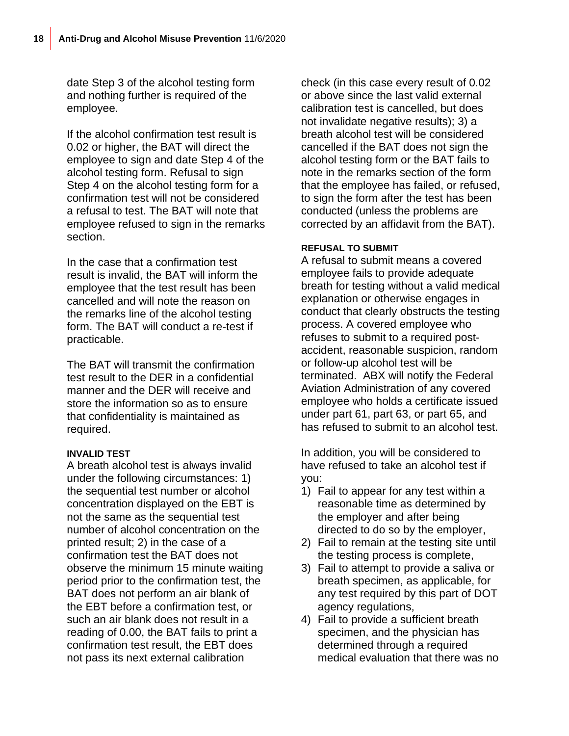date Step 3 of the alcohol testing form and nothing further is required of the employee.

If the alcohol confirmation test result is 0.02 or higher, the BAT will direct the employee to sign and date Step 4 of the alcohol testing form. Refusal to sign Step 4 on the alcohol testing form for a confirmation test will not be considered a refusal to test. The BAT will note that employee refused to sign in the remarks section.

In the case that a confirmation test result is invalid, the BAT will inform the employee that the test result has been cancelled and will note the reason on the remarks line of the alcohol testing form. The BAT will conduct a re-test if practicable.

The BAT will transmit the confirmation test result to the DER in a confidential manner and the DER will receive and store the information so as to ensure that confidentiality is maintained as required.

#### INVALID TEST

A breath alcohol test is always invalid under the following circumstances: 1) the sequential test number or alcohol concentration displayed on the EBT is not the same as the sequential test number of alcohol concentration on the printed result; 2) in the case of a confirmation test the BAT does not observe the minimum 15 minute waiting period prior to the confirmation test, the BAT does not perform an air blank of the EBT before a confirmation test, or such an air blank does not result in a reading of 0.00, the BAT fails to print a confirmation test result, the EBT does not pass its next external calibration check (in this case every result of 0.02 or above since the last valid external calibration test is cancelled, but does not invalidate negative results); 3) a breath alcohol test will be considered cancelled if the BAT does not sign the alcohol testing form or the BAT fails to note in the remarks section of the form that the employee has failed, or refused, to sign the form after the test has been conducted (unless the problems are corrected by an affidavit from the BAT).

#### REFUSAL TO SUBMIT

A refusal to submit means a covered employee fails to provide adequate breath for testing without a valid medical explanation or otherwise engages in conduct that clearly obstructs the testing process. A covered employee who refuses to submit to a required post-accident, reasonable suspicion, random or follow-up alcohol test will be terminated. ABX will notify the Federal Aviation Administration of any covered employee who holds a certificate issued under part 61, part 63, or part 65, and has refused to submit to an alcohol test.

In addition, you will be considered to have refused to take an alcohol test if you:

1) Fail to appear for any test within a reasonable time as determined by the employer and after being directed to do so by the employer,
2) Fail to remain at the testing site until the testing process is complete,
3) Fail to attempt to provide a saliva or breath specimen, as applicable, for any test required by this part of DOT agency regulations,
4) Fail to provide a sufficient breath specimen, and the physician has determined through a required medical evaluation that there was no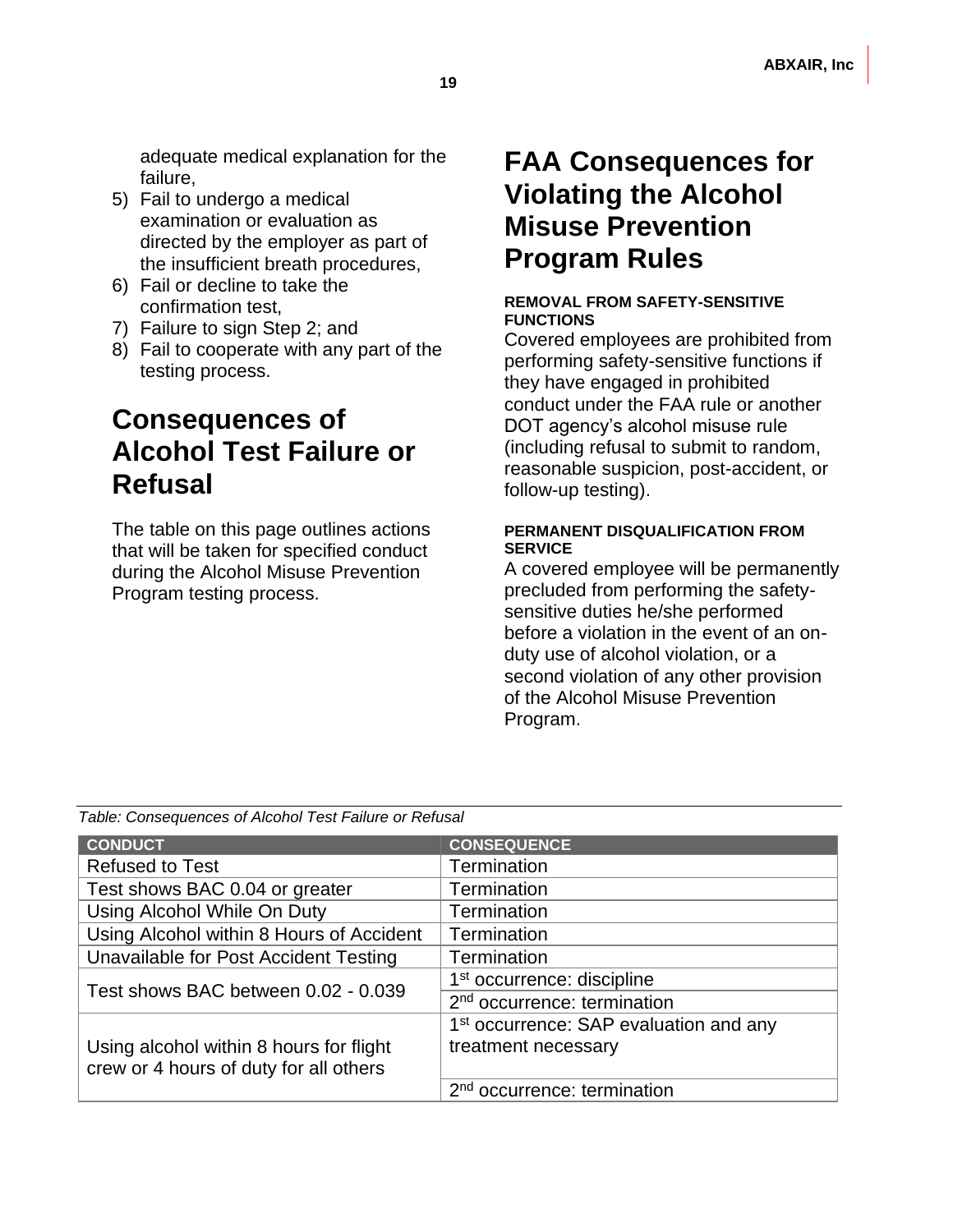adequate medical explanation for the failure,

5) Fail to undergo a medical examination or evaluation as directed by the employer as part of the insufficient breath procedures,
6) Fail or decline to take the confirmation test,
7) Failure to sign Step 2; and
8) Fail to cooperate with any part of the testing process.

# Consequences of Alcohol Test Failure or Refusal

The table on this page outlines actions that will be taken for specified conduct during the Alcohol Misuse Prevention Program testing process.

# FAA Consequences for Violating the Alcohol Misuse Prevention Program Rules

**REMOVAL FROM SAFETY-SENSITIVE FUNCTIONS**

Covered employees are prohibited from performing safety-sensitive functions if they have engaged in prohibited conduct under the FAA rule or another DOT agency's alcohol misuse rule (including refusal to submit to random, reasonable suspicion, post-accident, or follow-up testing).

**PERMANENT DISQUALIFICATION FROM SERVICE**

A covered employee will be permanently precluded from performing the safety-sensitive duties he/she performed before a violation in the event of an on-duty use of alcohol violation, or a second violation of any other provision of the Alcohol Misuse Prevention Program.

*Table: Consequences of Alcohol Test Failure or Refusal*

| CONDUCT | CONSEQUENCE |
|---|---|
| Refused to Test | Termination |
| Test shows BAC 0.04 or greater | Termination |
| Using Alcohol While On Duty | Termination |
| Using Alcohol within 8 Hours of Accident | Termination |
| Unavailable for Post Accident Testing | Termination |
| Test shows BAC between 0.02 - 0.039 | 1st occurrence: discipline |
| | 2nd occurrence: termination |
| Using alcohol within 8 hours for flight crew or 4 hours of duty for all others | 1st occurrence: SAP evaluation and any treatment necessary |
| | 2nd occurrence: termination |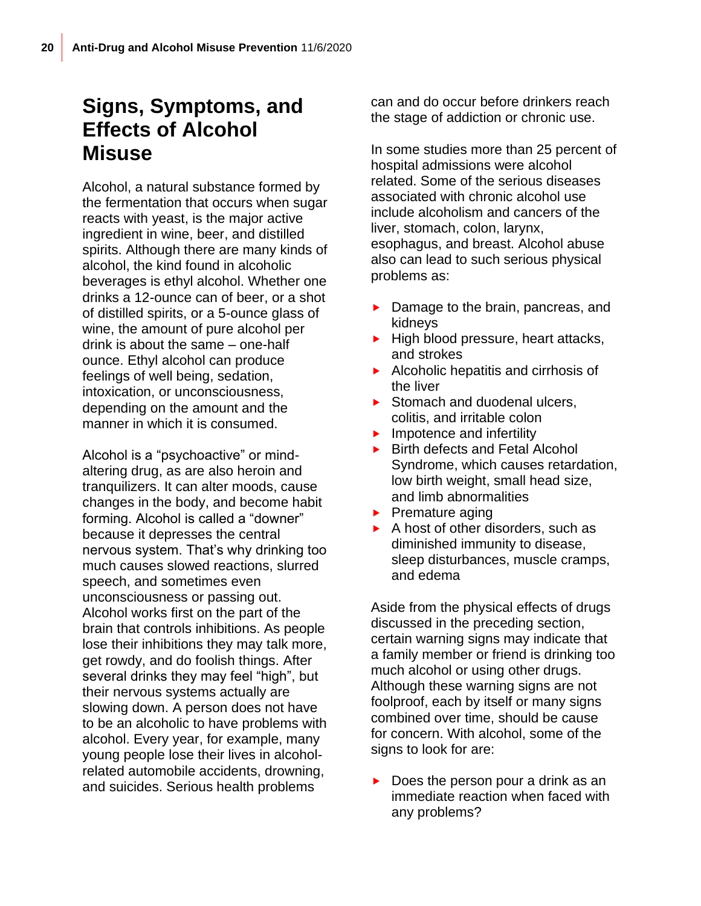# Signs, Symptoms, and Effects of Alcohol Misuse

Alcohol, a natural substance formed by the fermentation that occurs when sugar reacts with yeast, is the major active ingredient in wine, beer, and distilled spirits. Although there are many kinds of alcohol, the kind found in alcoholic beverages is ethyl alcohol. Whether one drinks a 12-ounce can of beer, or a shot of distilled spirits, or a 5-ounce glass of wine, the amount of pure alcohol per drink is about the same – one-half ounce. Ethyl alcohol can produce feelings of well being, sedation, intoxication, or unconsciousness, depending on the amount and the manner in which it is consumed.

Alcohol is a "psychoactive" or mind-altering drug, as are also heroin and tranquilizers. It can alter moods, cause changes in the body, and become habit forming. Alcohol is called a "downer" because it depresses the central nervous system. That's why drinking too much causes slowed reactions, slurred speech, and sometimes even unconsciousness or passing out. Alcohol works first on the part of the brain that controls inhibitions. As people lose their inhibitions they may talk more, get rowdy, and do foolish things. After several drinks they may feel "high", but their nervous systems actually are slowing down. A person does not have to be an alcoholic to have problems with alcohol. Every year, for example, many young people lose their lives in alcohol-related automobile accidents, drowning, and suicides. Serious health problems can and do occur before drinkers reach the stage of addiction or chronic use.

In some studies more than 25 percent of hospital admissions were alcohol related. Some of the serious diseases associated with chronic alcohol use include alcoholism and cancers of the liver, stomach, colon, larynx, esophagus, and breast. Alcohol abuse also can lead to such serious physical problems as:

- Damage to the brain, pancreas, and kidneys
- High blood pressure, heart attacks, and strokes
- Alcoholic hepatitis and cirrhosis of the liver
- Stomach and duodenal ulcers, colitis, and irritable colon
- Impotence and infertility
- Birth defects and Fetal Alcohol Syndrome, which causes retardation, low birth weight, small head size, and limb abnormalities
- Premature aging
- A host of other disorders, such as diminished immunity to disease, sleep disturbances, muscle cramps, and edema

Aside from the physical effects of drugs discussed in the preceding section, certain warning signs may indicate that a family member or friend is drinking too much alcohol or using other drugs. Although these warning signs are not foolproof, each by itself or many signs combined over time, should be cause for concern. With alcohol, some of the signs to look for are:

- Does the person pour a drink as an immediate reaction when faced with any problems?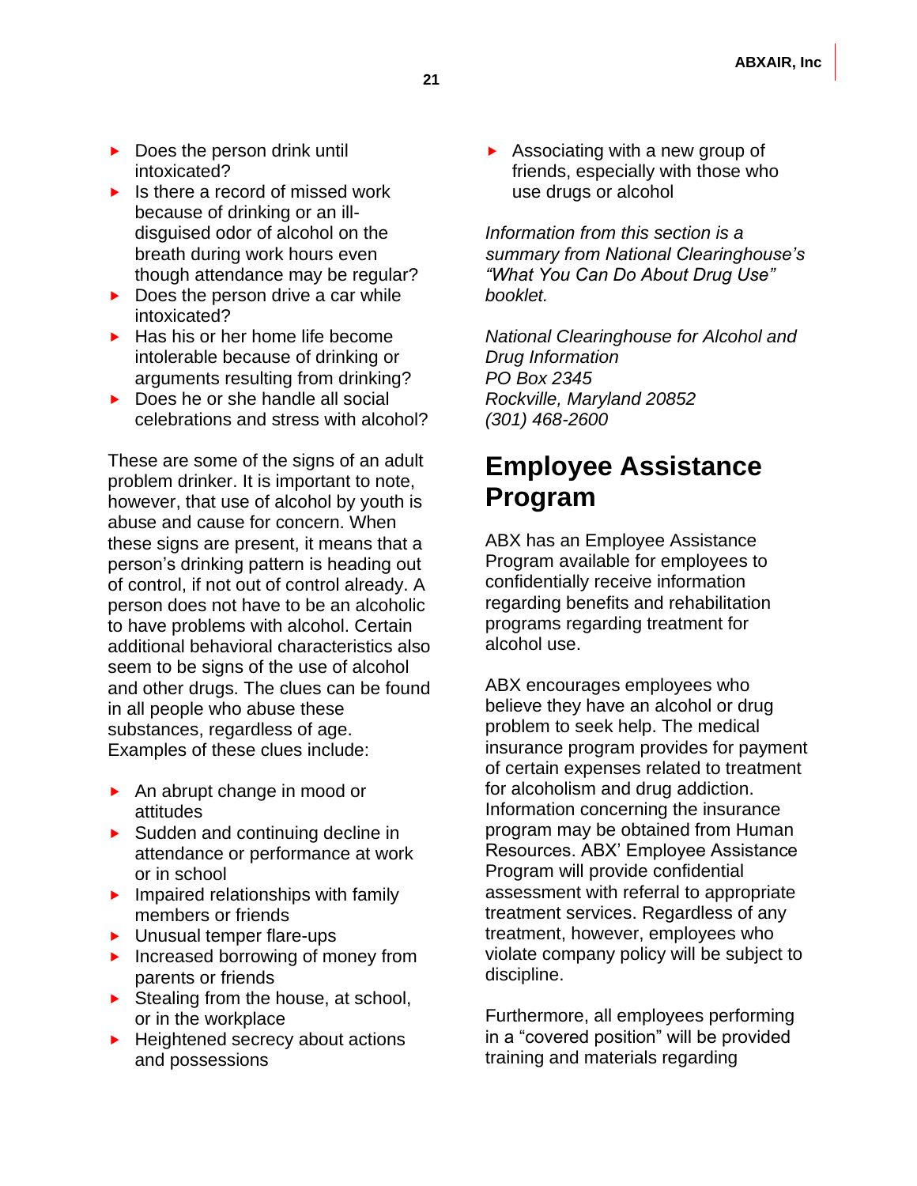- Does the person drink until intoxicated?
- Is there a record of missed work because of drinking or an ill-disguised odor of alcohol on the breath during work hours even though attendance may be regular?
- Does the person drive a car while intoxicated?
- Has his or her home life become intolerable because of drinking or arguments resulting from drinking?
- Does he or she handle all social celebrations and stress with alcohol?

These are some of the signs of an adult problem drinker. It is important to note, however, that use of alcohol by youth is abuse and cause for concern. When these signs are present, it means that a person's drinking pattern is heading out of control, if not out of control already. A person does not have to be an alcoholic to have problems with alcohol. Certain additional behavioral characteristics also seem to be signs of the use of alcohol and other drugs. The clues can be found in all people who abuse these substances, regardless of age. Examples of these clues include:

- An abrupt change in mood or attitudes
- Sudden and continuing decline in attendance or performance at work or in school
- Impaired relationships with family members or friends
- Unusual temper flare-ups
- Increased borrowing of money from parents or friends
- Stealing from the house, at school, or in the workplace
- Heightened secrecy about actions and possessions
- Associating with a new group of friends, especially with those who use drugs or alcohol

*Information from this section is a summary from National Clearinghouse's "What You Can Do About Drug Use" booklet.*

*National Clearinghouse for Alcohol and Drug Information*
*PO Box 2345*
*Rockville, Maryland 20852*
*(301) 468-2600*

## Employee Assistance Program

ABX has an Employee Assistance Program available for employees to confidentially receive information regarding benefits and rehabilitation programs regarding treatment for alcohol use.

ABX encourages employees who believe they have an alcohol or drug problem to seek help. The medical insurance program provides for payment of certain expenses related to treatment for alcoholism and drug addiction. Information concerning the insurance program may be obtained from Human Resources. ABX' Employee Assistance Program will provide confidential assessment with referral to appropriate treatment services. Regardless of any treatment, however, employees who violate company policy will be subject to discipline.

Furthermore, all employees performing in a "covered position" will be provided training and materials regarding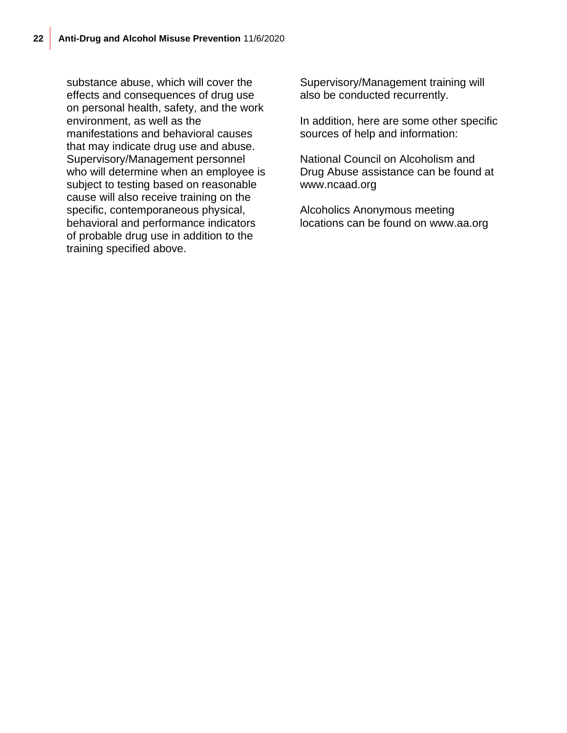substance abuse, which will cover the effects and consequences of drug use on personal health, safety, and the work environment, as well as the manifestations and behavioral causes that may indicate drug use and abuse. Supervisory/Management personnel who will determine when an employee is subject to testing based on reasonable cause will also receive training on the specific, contemporaneous physical, behavioral and performance indicators of probable drug use in addition to the training specified above.

Supervisory/Management training will also be conducted recurrently.

In addition, here are some other specific sources of help and information:

National Council on Alcoholism and Drug Abuse assistance can be found at www.ncaad.org

Alcoholics Anonymous meeting locations can be found on www.aa.org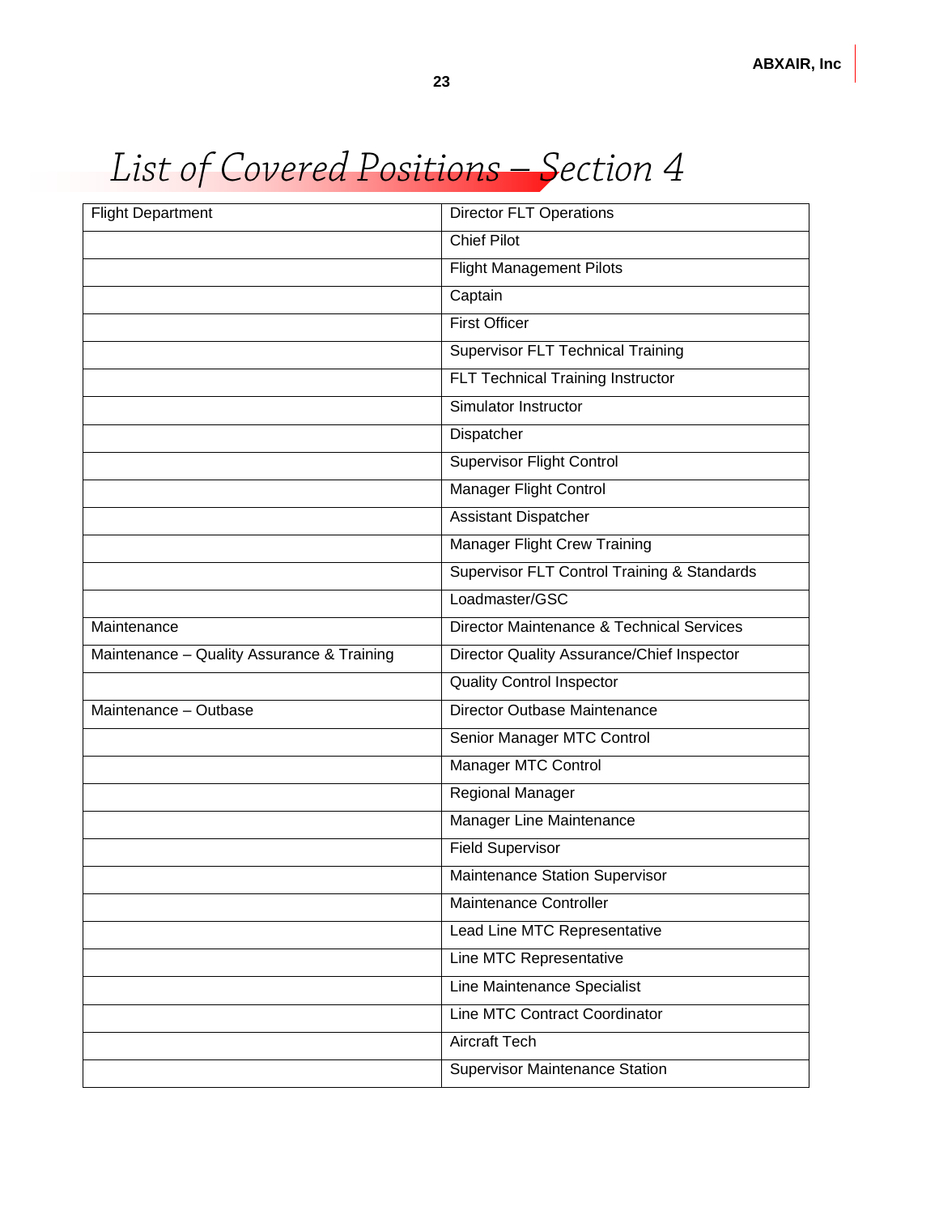# List of Covered Positions – Section 4

| Flight Department | Director FLT Operations |
|---|---|
| | Chief Pilot |
| | Flight Management Pilots |
| | Captain |
| | First Officer |
| | Supervisor FLT Technical Training |
| | FLT Technical Training Instructor |
| | Simulator Instructor |
| | Dispatcher |
| | Supervisor Flight Control |
| | Manager Flight Control |
| | Assistant Dispatcher |
| | Manager Flight Crew Training |
| | Supervisor FLT Control Training & Standards |
| | Loadmaster/GSC |
| Maintenance | Director Maintenance & Technical Services |
| Maintenance – Quality Assurance & Training | Director Quality Assurance/Chief Inspector |
| | Quality Control Inspector |
| Maintenance – Outbase | Director Outbase Maintenance |
| | Senior Manager MTC Control |
| | Manager MTC Control |
| | Regional Manager |
| | Manager Line Maintenance |
| | Field Supervisor |
| | Maintenance Station Supervisor |
| | Maintenance Controller |
| | Lead Line MTC Representative |
| | Line MTC Representative |
| | Line Maintenance Specialist |
| | Line MTC Contract Coordinator |
| | Aircraft Tech |
| | Supervisor Maintenance Station |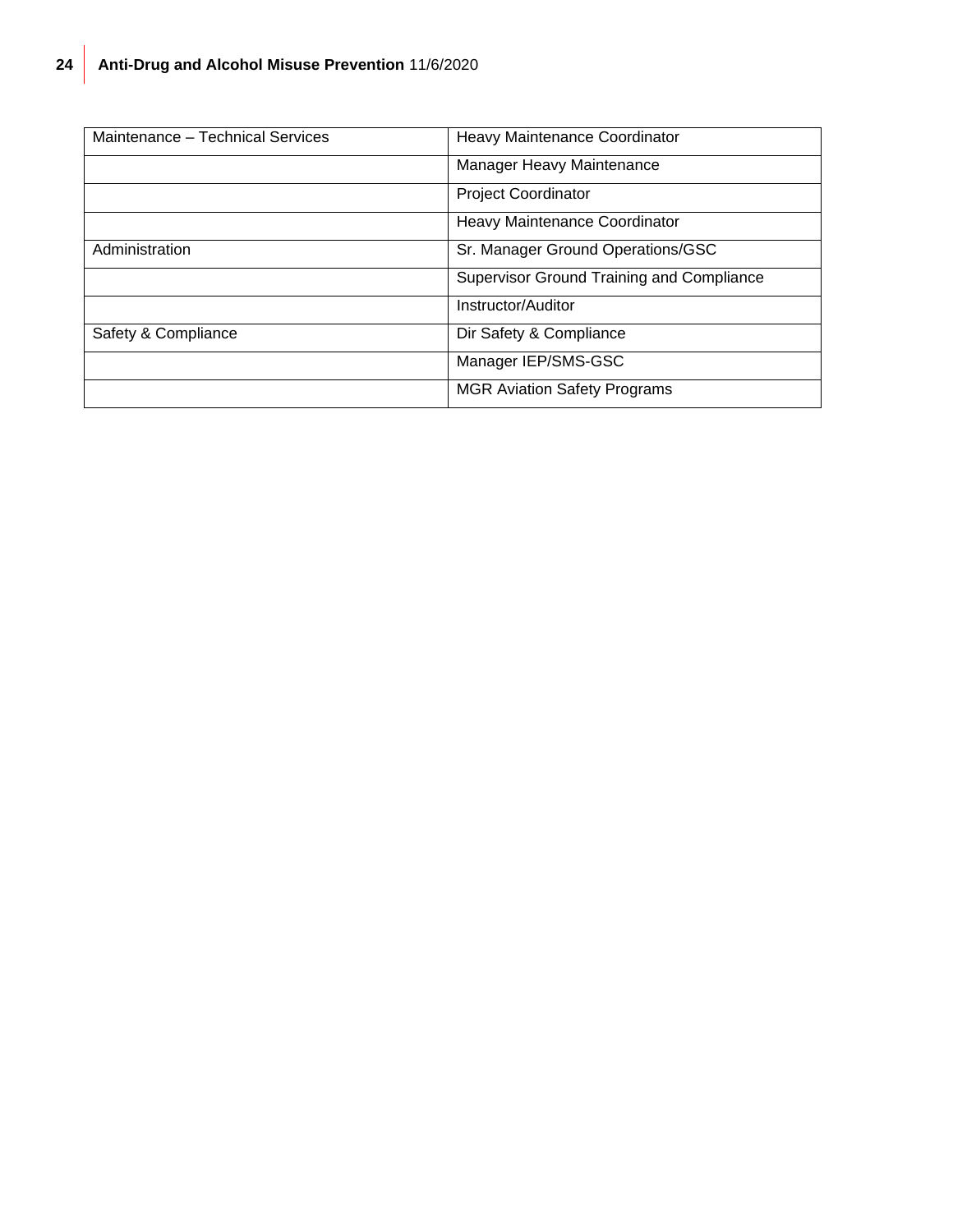| Maintenance – Technical Services | Heavy Maintenance Coordinator |
| --- | --- |
| | Manager Heavy Maintenance |
| | Project Coordinator |
| | Heavy Maintenance Coordinator |
| Administration | Sr. Manager Ground Operations/GSC |
| | Supervisor Ground Training and Compliance |
| | Instructor/Auditor |
| Safety & Compliance | Dir Safety & Compliance |
| | Manager IEP/SMS-GSC |
| | MGR Aviation Safety Programs |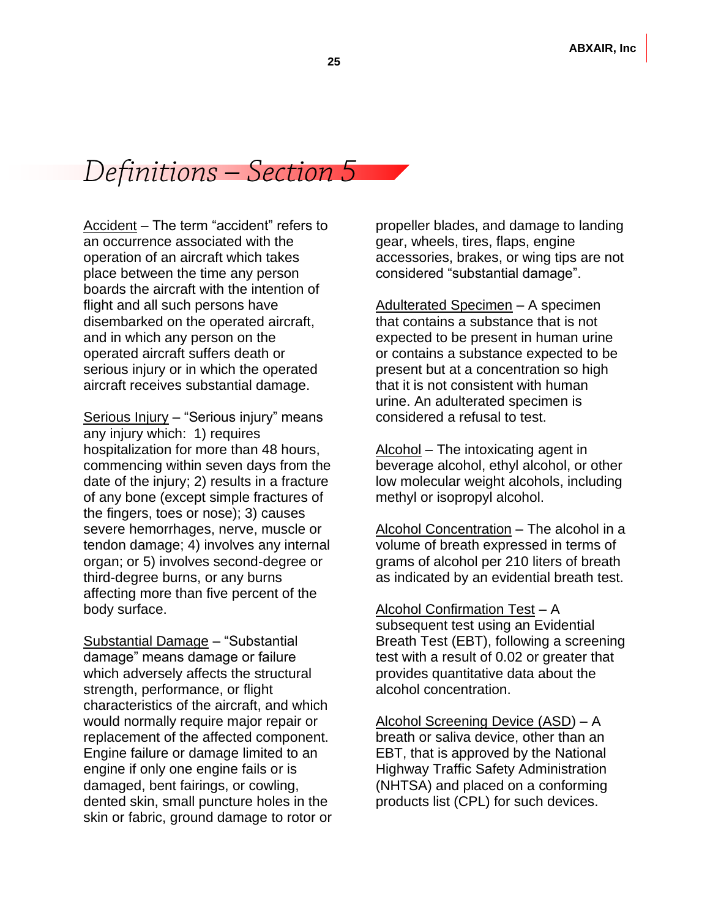# Definitions – Section 5

Accident – The term "accident" refers to an occurrence associated with the operation of an aircraft which takes place between the time any person boards the aircraft with the intention of flight and all such persons have disembarked on the operated aircraft, and in which any person on the operated aircraft suffers death or serious injury or in which the operated aircraft receives substantial damage.

Serious Injury – "Serious injury" means any injury which: 1) requires hospitalization for more than 48 hours, commencing within seven days from the date of the injury; 2) results in a fracture of any bone (except simple fractures of the fingers, toes or nose); 3) causes severe hemorrhages, nerve, muscle or tendon damage; 4) involves any internal organ; or 5) involves second-degree or third-degree burns, or any burns affecting more than five percent of the body surface.

Substantial Damage – "Substantial damage" means damage or failure which adversely affects the structural strength, performance, or flight characteristics of the aircraft, and which would normally require major repair or replacement of the affected component. Engine failure or damage limited to an engine if only one engine fails or is damaged, bent fairings, or cowling, dented skin, small puncture holes in the skin or fabric, ground damage to rotor or propeller blades, and damage to landing gear, wheels, tires, flaps, engine accessories, brakes, or wing tips are not considered "substantial damage".

Adulterated Specimen – A specimen that contains a substance that is not expected to be present in human urine or contains a substance expected to be present but at a concentration so high that it is not consistent with human urine. An adulterated specimen is considered a refusal to test.

Alcohol – The intoxicating agent in beverage alcohol, ethyl alcohol, or other low molecular weight alcohols, including methyl or isopropyl alcohol.

Alcohol Concentration – The alcohol in a volume of breath expressed in terms of grams of alcohol per 210 liters of breath as indicated by an evidential breath test.

Alcohol Confirmation Test – A subsequent test using an Evidential Breath Test (EBT), following a screening test with a result of 0.02 or greater that provides quantitative data about the alcohol concentration.

Alcohol Screening Device (ASD) – A breath or saliva device, other than an EBT, that is approved by the National Highway Traffic Safety Administration (NHTSA) and placed on a conforming products list (CPL) for such devices.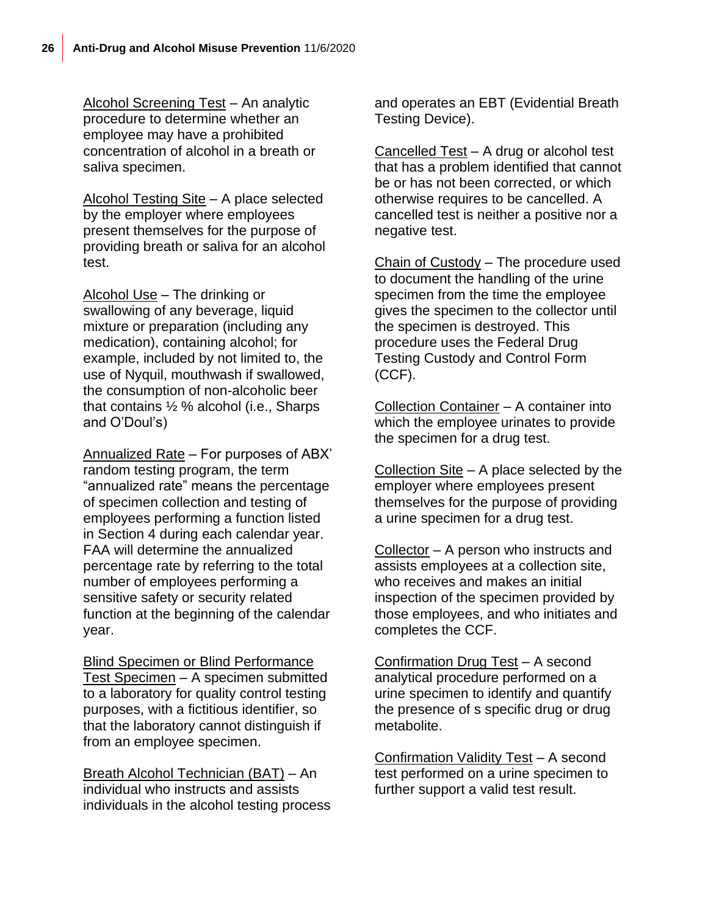Alcohol Screening Test – An analytic procedure to determine whether an employee may have a prohibited concentration of alcohol in a breath or saliva specimen.

Alcohol Testing Site – A place selected by the employer where employees present themselves for the purpose of providing breath or saliva for an alcohol test.

Alcohol Use – The drinking or swallowing of any beverage, liquid mixture or preparation (including any medication), containing alcohol; for example, included by not limited to, the use of Nyquil, mouthwash if swallowed, the consumption of non-alcoholic beer that contains ½ % alcohol (i.e., Sharps and O'Doul's)

Annualized Rate – For purposes of ABX' random testing program, the term "annualized rate" means the percentage of specimen collection and testing of employees performing a function listed in Section 4 during each calendar year. FAA will determine the annualized percentage rate by referring to the total number of employees performing a sensitive safety or security related function at the beginning of the calendar year.

Blind Specimen or Blind Performance Test Specimen – A specimen submitted to a laboratory for quality control testing purposes, with a fictitious identifier, so that the laboratory cannot distinguish if from an employee specimen.

Breath Alcohol Technician (BAT) – An individual who instructs and assists individuals in the alcohol testing process and operates an EBT (Evidential Breath Testing Device).

Cancelled Test – A drug or alcohol test that has a problem identified that cannot be or has not been corrected, or which otherwise requires to be cancelled. A cancelled test is neither a positive nor a negative test.

Chain of Custody – The procedure used to document the handling of the urine specimen from the time the employee gives the specimen to the collector until the specimen is destroyed. This procedure uses the Federal Drug Testing Custody and Control Form (CCF).

Collection Container – A container into which the employee urinates to provide the specimen for a drug test.

Collection Site – A place selected by the employer where employees present themselves for the purpose of providing a urine specimen for a drug test.

Collector – A person who instructs and assists employees at a collection site, who receives and makes an initial inspection of the specimen provided by those employees, and who initiates and completes the CCF.

Confirmation Drug Test – A second analytical procedure performed on a urine specimen to identify and quantify the presence of s specific drug or drug metabolite.

Confirmation Validity Test – A second test performed on a urine specimen to further support a valid test result.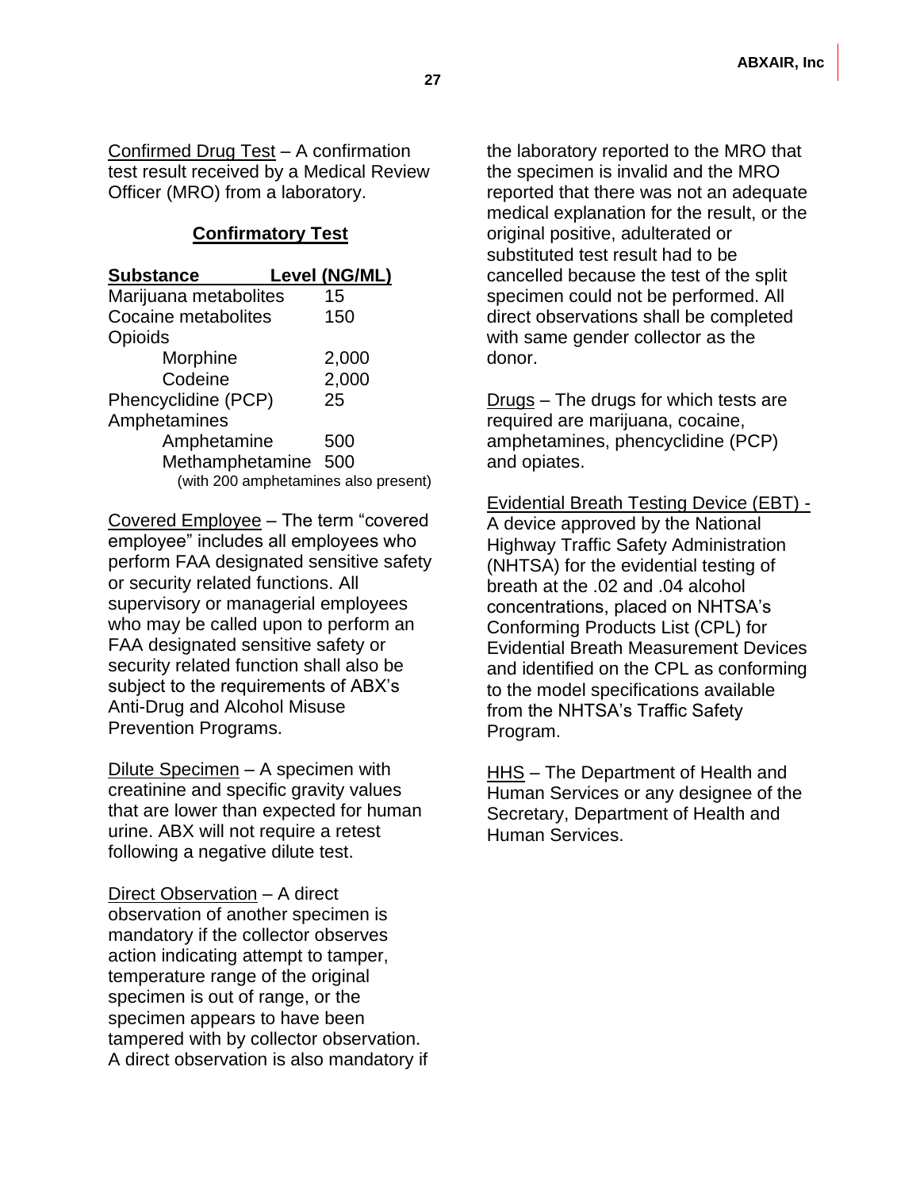Confirmed Drug Test – A confirmation test result received by a Medical Review Officer (MRO) from a laboratory.

**Confirmatory Test**

| Substance | Level (NG/ML) |
|---|---|
| Marijuana metabolites | 15 |
| Cocaine metabolites | 150 |
| Opioids | |
| Morphine | 2,000 |
| Codeine | 2,000 |
| Phencyclidine (PCP) | 25 |
| Amphetamines | |
| Amphetamine | 500 |
| Methamphetamine | 500 |
| (with 200 amphetamines also present) | |

Covered Employee – The term "covered employee" includes all employees who perform FAA designated sensitive safety or security related functions. All supervisory or managerial employees who may be called upon to perform an FAA designated sensitive safety or security related function shall also be subject to the requirements of ABX's Anti-Drug and Alcohol Misuse Prevention Programs.

Dilute Specimen – A specimen with creatinine and specific gravity values that are lower than expected for human urine. ABX will not require a retest following a negative dilute test.

Direct Observation – A direct observation of another specimen is mandatory if the collector observes action indicating attempt to tamper, temperature range of the original specimen is out of range, or the specimen appears to have been tampered with by collector observation. A direct observation is also mandatory if the laboratory reported to the MRO that the specimen is invalid and the MRO reported that there was not an adequate medical explanation for the result, or the original positive, adulterated or substituted test result had to be cancelled because the test of the split specimen could not be performed. All direct observations shall be completed with same gender collector as the donor.

Drugs – The drugs for which tests are required are marijuana, cocaine, amphetamines, phencyclidine (PCP) and opiates.

Evidential Breath Testing Device (EBT) - A device approved by the National Highway Traffic Safety Administration (NHTSA) for the evidential testing of breath at the .02 and .04 alcohol concentrations, placed on NHTSA's Conforming Products List (CPL) for Evidential Breath Measurement Devices and identified on the CPL as conforming to the model specifications available from the NHTSA's Traffic Safety Program.

HHS – The Department of Health and Human Services or any designee of the Secretary, Department of Health and Human Services.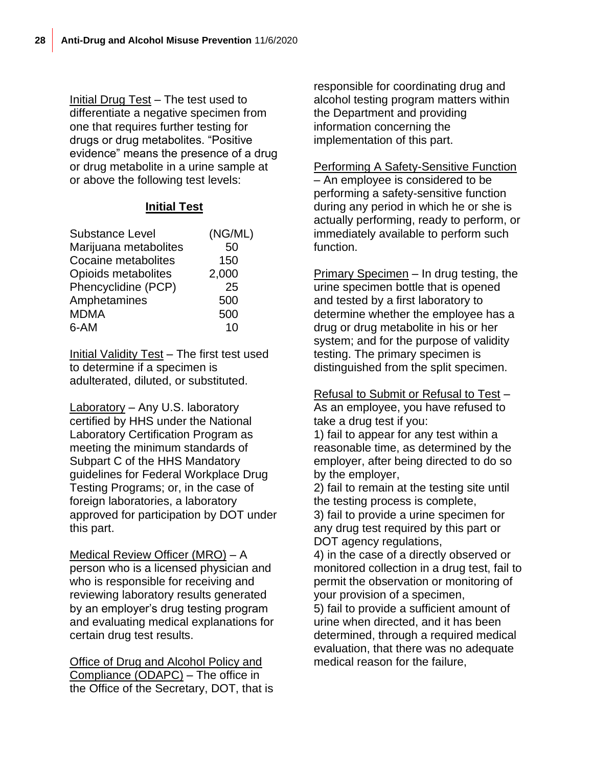<u>Initial Drug Test</u> – The test used to differentiate a negative specimen from one that requires further testing for drugs or drug metabolites. "Positive evidence" means the presence of a drug or drug metabolite in a urine sample at or above the following test levels:

**<u>Initial Test</u>**

| Substance Level | (NG/ML) |
|---|---|
| Marijuana metabolites | 50 |
| Cocaine metabolites | 150 |
| Opioids metabolites | 2,000 |
| Phencyclidine (PCP) | 25 |
| Amphetamines | 500 |
| MDMA | 500 |
| 6-AM | 10 |

<u>Initial Validity Test</u> – The first test used to determine if a specimen is adulterated, diluted, or substituted.

<u>Laboratory</u> – Any U.S. laboratory certified by HHS under the National Laboratory Certification Program as meeting the minimum standards of Subpart C of the HHS Mandatory guidelines for Federal Workplace Drug Testing Programs; or, in the case of foreign laboratories, a laboratory approved for participation by DOT under this part.

<u>Medical Review Officer (MRO)</u> – A person who is a licensed physician and who is responsible for receiving and reviewing laboratory results generated by an employer's drug testing program and evaluating medical explanations for certain drug test results.

<u>Office of Drug and Alcohol Policy and Compliance (ODAPC)</u> – The office in the Office of the Secretary, DOT, that is responsible for coordinating drug and alcohol testing program matters within the Department and providing information concerning the implementation of this part.

<u>Performing A Safety-Sensitive Function</u> – An employee is considered to be performing a safety-sensitive function during any period in which he or she is actually performing, ready to perform, or immediately available to perform such function.

<u>Primary Specimen</u> – In drug testing, the urine specimen bottle that is opened and tested by a first laboratory to determine whether the employee has a drug or drug metabolite in his or her system; and for the purpose of validity testing. The primary specimen is distinguished from the split specimen.

<u>Refusal to Submit or Refusal to Test</u> – As an employee, you have refused to take a drug test if you:

1) fail to appear for any test within a reasonable time, as determined by the employer, after being directed to do so by the employer,
2) fail to remain at the testing site until the testing process is complete,
3) fail to provide a urine specimen for any drug test required by this part or DOT agency regulations,
4) in the case of a directly observed or monitored collection in a drug test, fail to permit the observation or monitoring of your provision of a specimen,
5) fail to provide a sufficient amount of urine when directed, and it has been determined, through a required medical evaluation, that there was no adequate medical reason for the failure,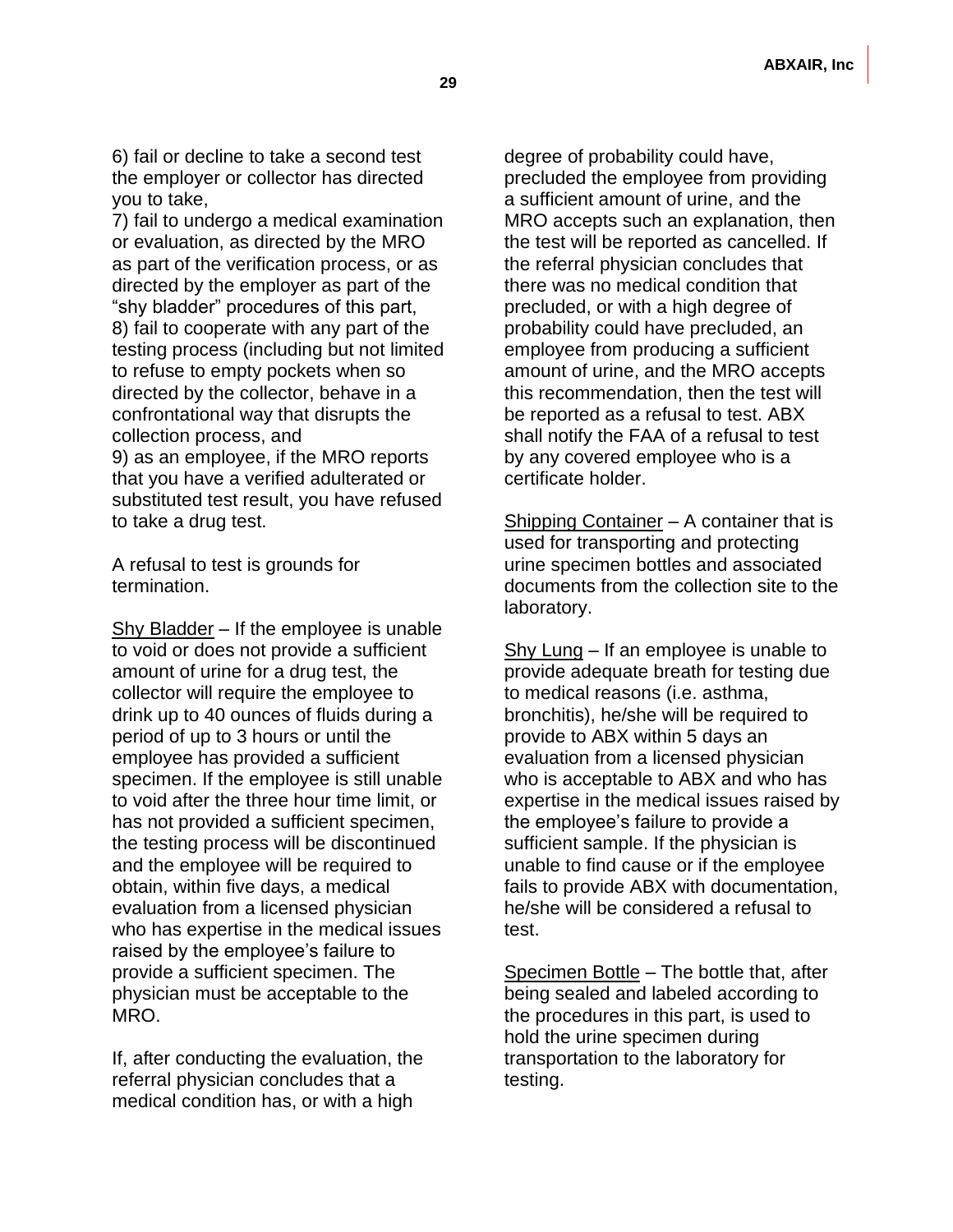6) fail or decline to take a second test the employer or collector has directed you to take,
7) fail to undergo a medical examination or evaluation, as directed by the MRO as part of the verification process, or as directed by the employer as part of the "shy bladder" procedures of this part,
8) fail to cooperate with any part of the testing process (including but not limited to refuse to empty pockets when so directed by the collector, behave in a confrontational way that disrupts the collection process, and
9) as an employee, if the MRO reports that you have a verified adulterated or substituted test result, you have refused to take a drug test.

A refusal to test is grounds for termination.

Shy Bladder – If the employee is unable to void or does not provide a sufficient amount of urine for a drug test, the collector will require the employee to drink up to 40 ounces of fluids during a period of up to 3 hours or until the employee has provided a sufficient specimen. If the employee is still unable to void after the three hour time limit, or has not provided a sufficient specimen, the testing process will be discontinued and the employee will be required to obtain, within five days, a medical evaluation from a licensed physician who has expertise in the medical issues raised by the employee's failure to provide a sufficient specimen. The physician must be acceptable to the MRO.

If, after conducting the evaluation, the referral physician concludes that a medical condition has, or with a high degree of probability could have, precluded the employee from providing a sufficient amount of urine, and the MRO accepts such an explanation, then the test will be reported as cancelled. If the referral physician concludes that there was no medical condition that precluded, or with a high degree of probability could have precluded, an employee from producing a sufficient amount of urine, and the MRO accepts this recommendation, then the test will be reported as a refusal to test. ABX shall notify the FAA of a refusal to test by any covered employee who is a certificate holder.

Shipping Container – A container that is used for transporting and protecting urine specimen bottles and associated documents from the collection site to the laboratory.

Shy Lung – If an employee is unable to provide adequate breath for testing due to medical reasons (i.e. asthma, bronchitis), he/she will be required to provide to ABX within 5 days an evaluation from a licensed physician who is acceptable to ABX and who has expertise in the medical issues raised by the employee's failure to provide a sufficient sample. If the physician is unable to find cause or if the employee fails to provide ABX with documentation, he/she will be considered a refusal to test.

Specimen Bottle – The bottle that, after being sealed and labeled according to the procedures in this part, is used to hold the urine specimen during transportation to the laboratory for testing.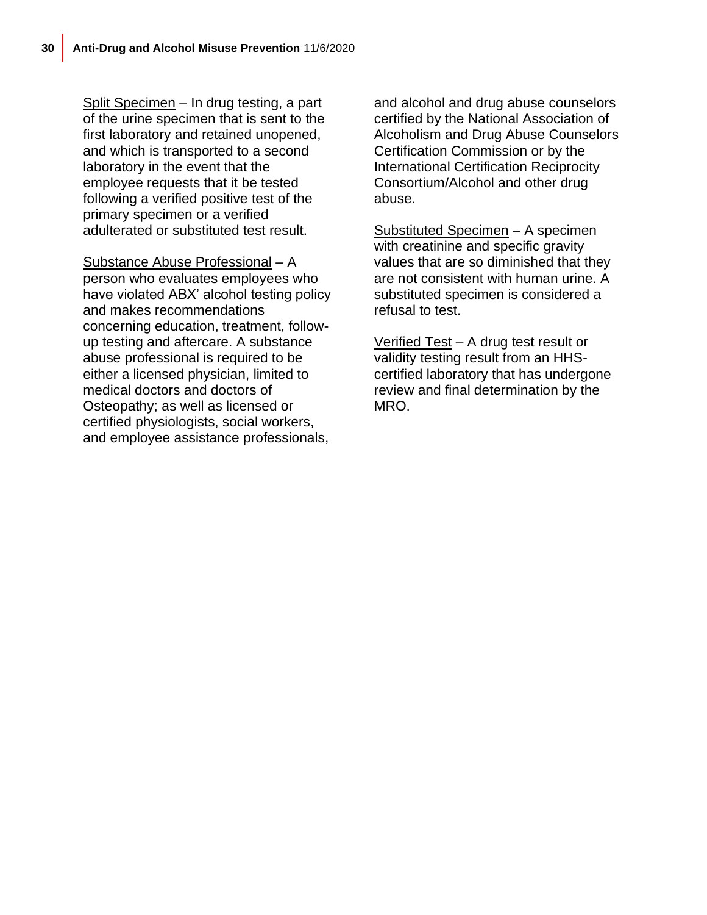<u>Split Specimen</u> – In drug testing, a part of the urine specimen that is sent to the first laboratory and retained unopened, and which is transported to a second laboratory in the event that the employee requests that it be tested following a verified positive test of the primary specimen or a verified adulterated or substituted test result.

<u>Substance Abuse Professional</u> – A person who evaluates employees who have violated ABX' alcohol testing policy and makes recommendations concerning education, treatment, follow-up testing and aftercare. A substance abuse professional is required to be either a licensed physician, limited to medical doctors and doctors of Osteopathy; as well as licensed or certified physiologists, social workers, and employee assistance professionals, and alcohol and drug abuse counselors certified by the National Association of Alcoholism and Drug Abuse Counselors Certification Commission or by the International Certification Reciprocity Consortium/Alcohol and other drug abuse.

<u>Substituted Specimen</u> – A specimen with creatinine and specific gravity values that are so diminished that they are not consistent with human urine. A substituted specimen is considered a refusal to test.

<u>Verified Test</u> – A drug test result or validity testing result from an HHS-certified laboratory that has undergone review and final determination by the MRO.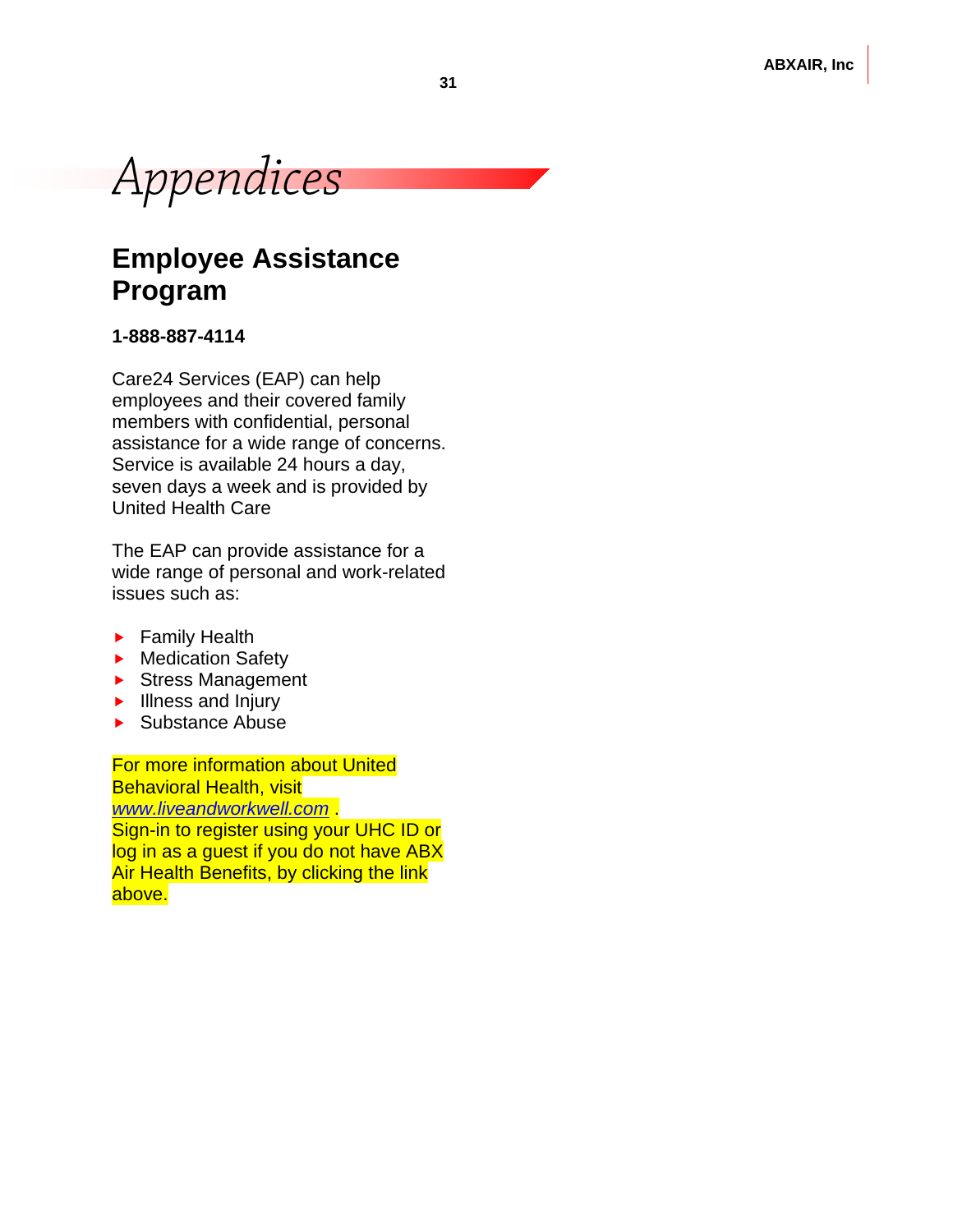# Appendices

## Employee Assistance Program

**1-888-887-4114**

Care24 Services (EAP) can help employees and their covered family members with confidential, personal assistance for a wide range of concerns. Service is available 24 hours a day, seven days a week and is provided by United Health Care

The EAP can provide assistance for a wide range of personal and work-related issues such as:

- Family Health
- Medication Safety
- Stress Management
- Illness and Injury
- Substance Abuse

For more information about United Behavioral Health, visit *www.liveandworkwell.com* .
Sign-in to register using your UHC ID or log in as a guest if you do not have ABX Air Health Benefits, by clicking the link above.